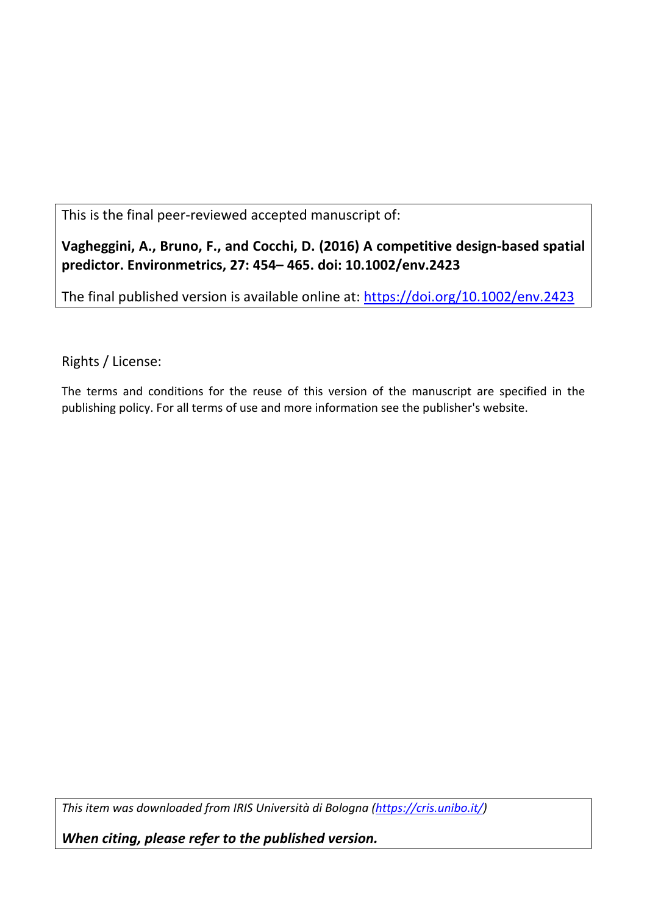This is the final peer-reviewed accepted manuscript of:

**Vagheggini, A., Bruno, F., and Cocchi, D. (2016) A competitive design-based spatial predictor. Environmetrics, 27: 454– 465. doi: 10.1002/env.2423**

The final published version is available online at: https://doi.org/10.1002/env.2423

Rights / License:

The terms and conditions for the reuse of this version of the manuscript are specified in the publishing policy. For all terms of use and more information see the publisher's website.

*This item was downloaded from IRIS Università di Bologna (https://cris.unibo.it/)*

***When citing, please refer to the published version.***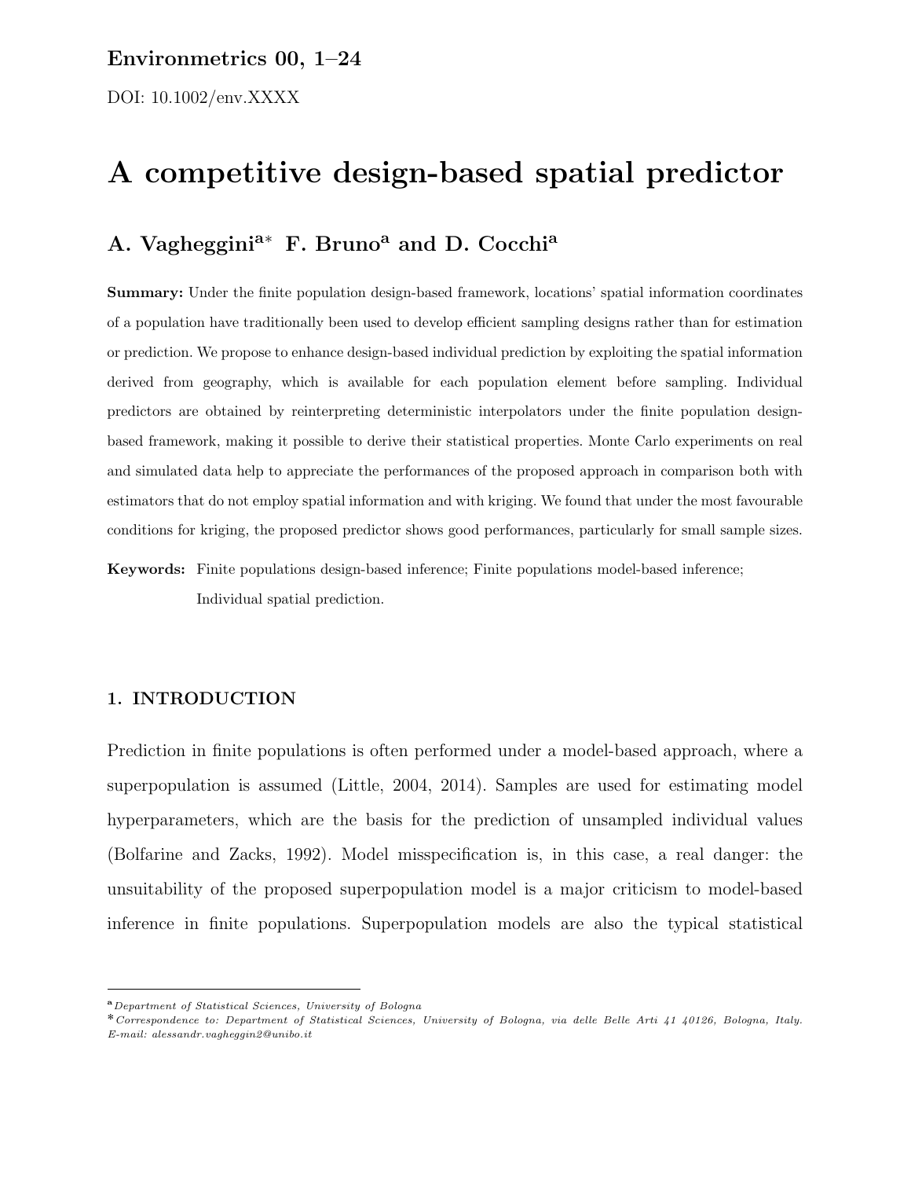# A competitive design-based spatial predictor

**A. Vagheggini**[a*] **F. Bruno**[a] **and D. Cocchi**[a]

**Summary:** Under the finite population design-based framework, locations' spatial information coordinates of a population have traditionally been used to develop efficient sampling designs rather than for estimation or prediction. We propose to enhance design-based individual prediction by exploiting the spatial information derived from geography, which is available for each population element before sampling. Individual predictors are obtained by reinterpreting deterministic interpolators under the finite population design-based framework, making it possible to derive their statistical properties. Monte Carlo experiments on real and simulated data help to appreciate the performances of the proposed approach in comparison both with estimators that do not employ spatial information and with kriging. We found that under the most favourable conditions for kriging, the proposed predictor shows good performances, particularly for small sample sizes.

**Keywords:** Finite populations design-based inference; Finite populations model-based inference; Individual spatial prediction.

## 1. INTRODUCTION

Prediction in finite populations is often performed under a model-based approach, where a superpopulation is assumed (Little, 2004, 2014). Samples are used for estimating model hyperparameters, which are the basis for the prediction of unsampled individual values (Bolfarine and Zacks, 1992). Model misspecification is, in this case, a real danger: the unsuitability of the proposed superpopulation model is a major criticism to model-based inference in finite populations. Superpopulation models are also the typical statistical

---

[a] *Department of Statistical Sciences, University of Bologna*

[*] *Correspondence to: Department of Statistical Sciences, University of Bologna, via delle Belle Arti 41 40126, Bologna, Italy. E-mail: alessandr.vagheggin2@unibo.it*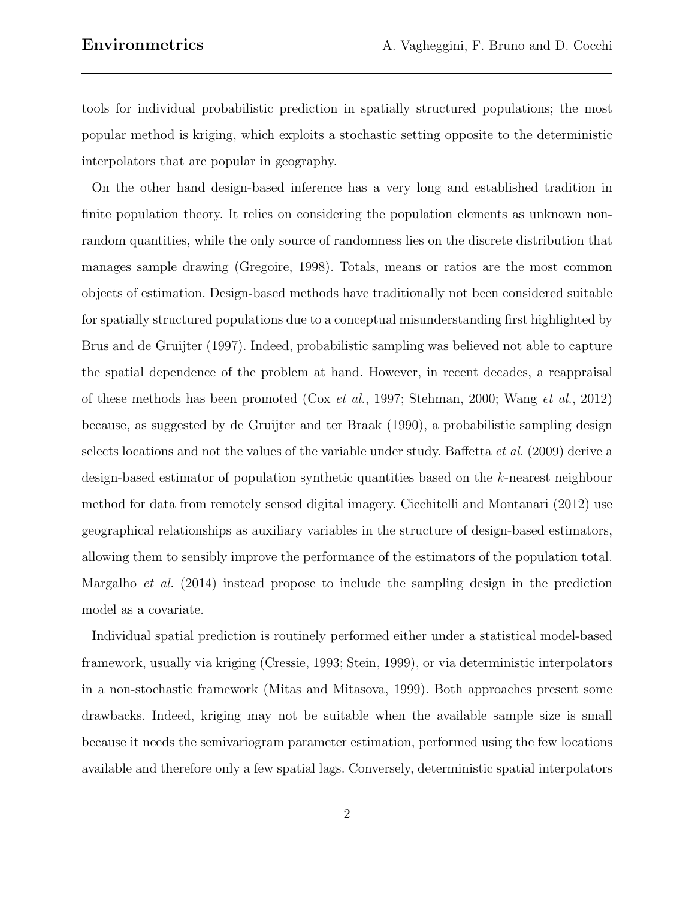tools for individual probabilistic prediction in spatially structured populations; the most popular method is kriging, which exploits a stochastic setting opposite to the deterministic interpolators that are popular in geography.

On the other hand design-based inference has a very long and established tradition in finite population theory. It relies on considering the population elements as unknown non-random quantities, while the only source of randomness lies on the discrete distribution that manages sample drawing (Gregoire, 1998). Totals, means or ratios are the most common objects of estimation. Design-based methods have traditionally not been considered suitable for spatially structured populations due to a conceptual misunderstanding first highlighted by Brus and de Gruijter (1997). Indeed, probabilistic sampling was believed not able to capture the spatial dependence of the problem at hand. However, in recent decades, a reappraisal of these methods has been promoted (Cox *et al.*, 1997; Stehman, 2000; Wang *et al.*, 2012) because, as suggested by de Gruijter and ter Braak (1990), a probabilistic sampling design selects locations and not the values of the variable under study. Baffetta *et al.* (2009) derive a design-based estimator of population synthetic quantities based on the $k$-nearest neighbour method for data from remotely sensed digital imagery. Cicchitelli and Montanari (2012) use geographical relationships as auxiliary variables in the structure of design-based estimators, allowing them to sensibly improve the performance of the estimators of the population total. Margalho *et al.* (2014) instead propose to include the sampling design in the prediction model as a covariate.

Individual spatial prediction is routinely performed either under a statistical model-based framework, usually via kriging (Cressie, 1993; Stein, 1999), or via deterministic interpolators in a non-stochastic framework (Mitas and Mitasova, 1999). Both approaches present some drawbacks. Indeed, kriging may not be suitable when the available sample size is small because it needs the semivariogram parameter estimation, performed using the few locations available and therefore only a few spatial lags. Conversely, deterministic spatial interpolators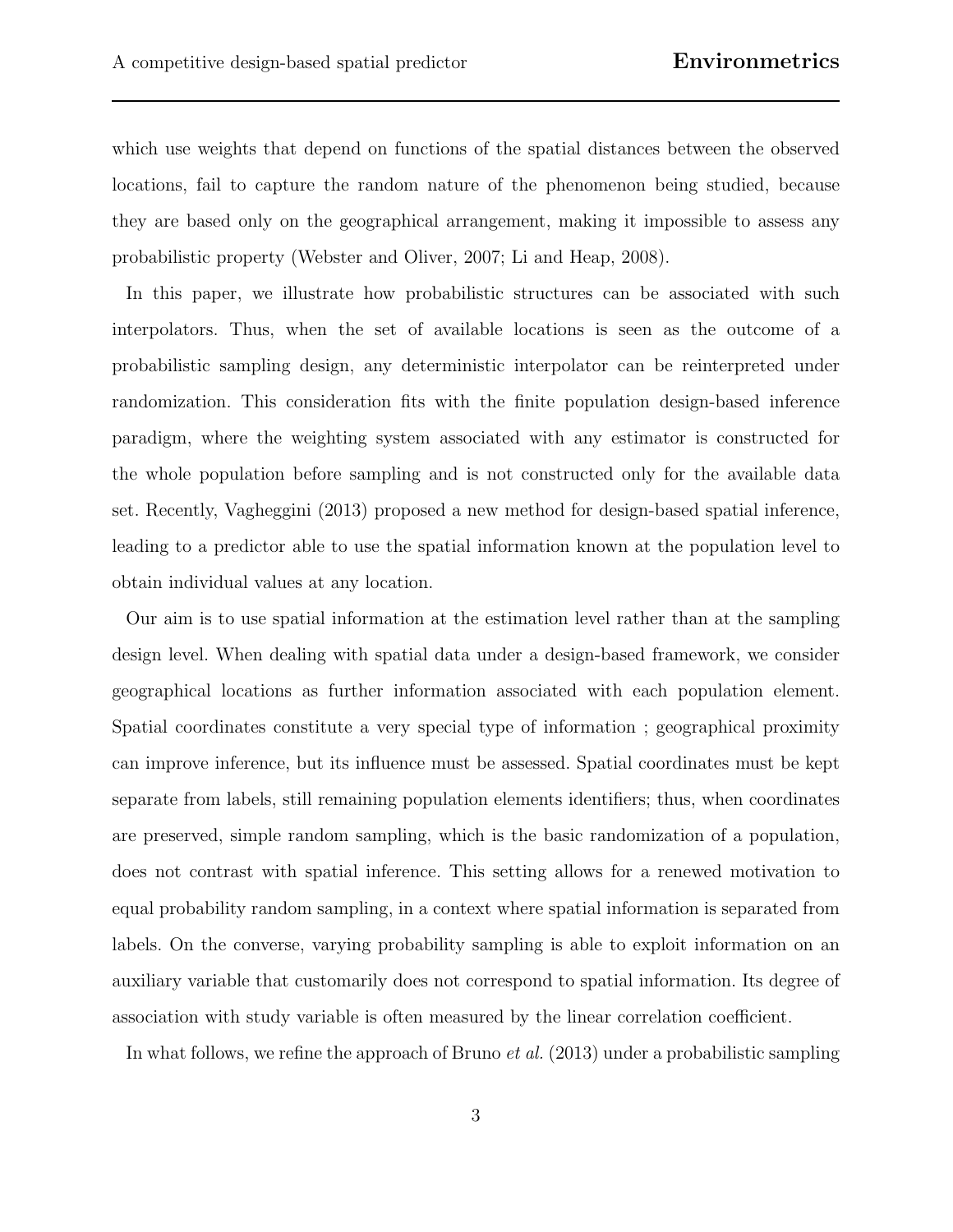which use weights that depend on functions of the spatial distances between the observed locations, fail to capture the random nature of the phenomenon being studied, because they are based only on the geographical arrangement, making it impossible to assess any probabilistic property (Webster and Oliver, 2007; Li and Heap, 2008).

In this paper, we illustrate how probabilistic structures can be associated with such interpolators. Thus, when the set of available locations is seen as the outcome of a probabilistic sampling design, any deterministic interpolator can be reinterpreted under randomization. This consideration fits with the finite population design-based inference paradigm, where the weighting system associated with any estimator is constructed for the whole population before sampling and is not constructed only for the available data set. Recently, Vagheggini (2013) proposed a new method for design-based spatial inference, leading to a predictor able to use the spatial information known at the population level to obtain individual values at any location.

Our aim is to use spatial information at the estimation level rather than at the sampling design level. When dealing with spatial data under a design-based framework, we consider geographical locations as further information associated with each population element. Spatial coordinates constitute a very special type of information ; geographical proximity can improve inference, but its influence must be assessed. Spatial coordinates must be kept separate from labels, still remaining population elements identifiers; thus, when coordinates are preserved, simple random sampling, which is the basic randomization of a population, does not contrast with spatial inference. This setting allows for a renewed motivation to equal probability random sampling, in a context where spatial information is separated from labels. On the converse, varying probability sampling is able to exploit information on an auxiliary variable that customarily does not correspond to spatial information. Its degree of association with study variable is often measured by the linear correlation coefficient.

In what follows, we refine the approach of Bruno *et al.* (2013) under a probabilistic sampling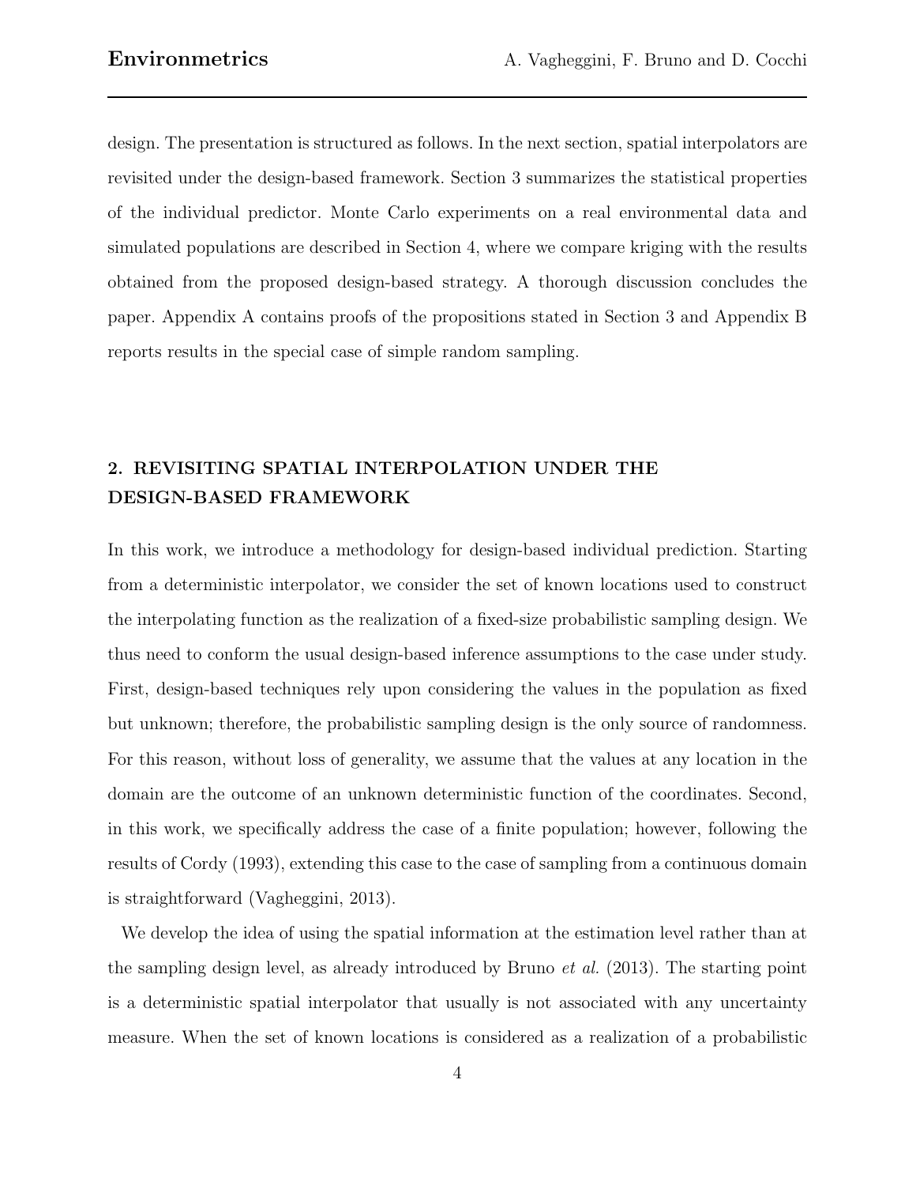design. The presentation is structured as follows. In the next section, spatial interpolators are revisited under the design-based framework. Section 3 summarizes the statistical properties of the individual predictor. Monte Carlo experiments on a real environmental data and simulated populations are described in Section 4, where we compare kriging with the results obtained from the proposed design-based strategy. A thorough discussion concludes the paper. Appendix A contains proofs of the propositions stated in Section 3 and Appendix B reports results in the special case of simple random sampling.

## 2. REVISITING SPATIAL INTERPOLATION UNDER THE DESIGN-BASED FRAMEWORK

In this work, we introduce a methodology for design-based individual prediction. Starting from a deterministic interpolator, we consider the set of known locations used to construct the interpolating function as the realization of a fixed-size probabilistic sampling design. We thus need to conform the usual design-based inference assumptions to the case under study. First, design-based techniques rely upon considering the values in the population as fixed but unknown; therefore, the probabilistic sampling design is the only source of randomness. For this reason, without loss of generality, we assume that the values at any location in the domain are the outcome of an unknown deterministic function of the coordinates. Second, in this work, we specifically address the case of a finite population; however, following the results of Cordy (1993), extending this case to the case of sampling from a continuous domain is straightforward (Vagheggini, 2013).

We develop the idea of using the spatial information at the estimation level rather than at the sampling design level, as already introduced by Bruno *et al.* (2013). The starting point is a deterministic spatial interpolator that usually is not associated with any uncertainty measure. When the set of known locations is considered as a realization of a probabilistic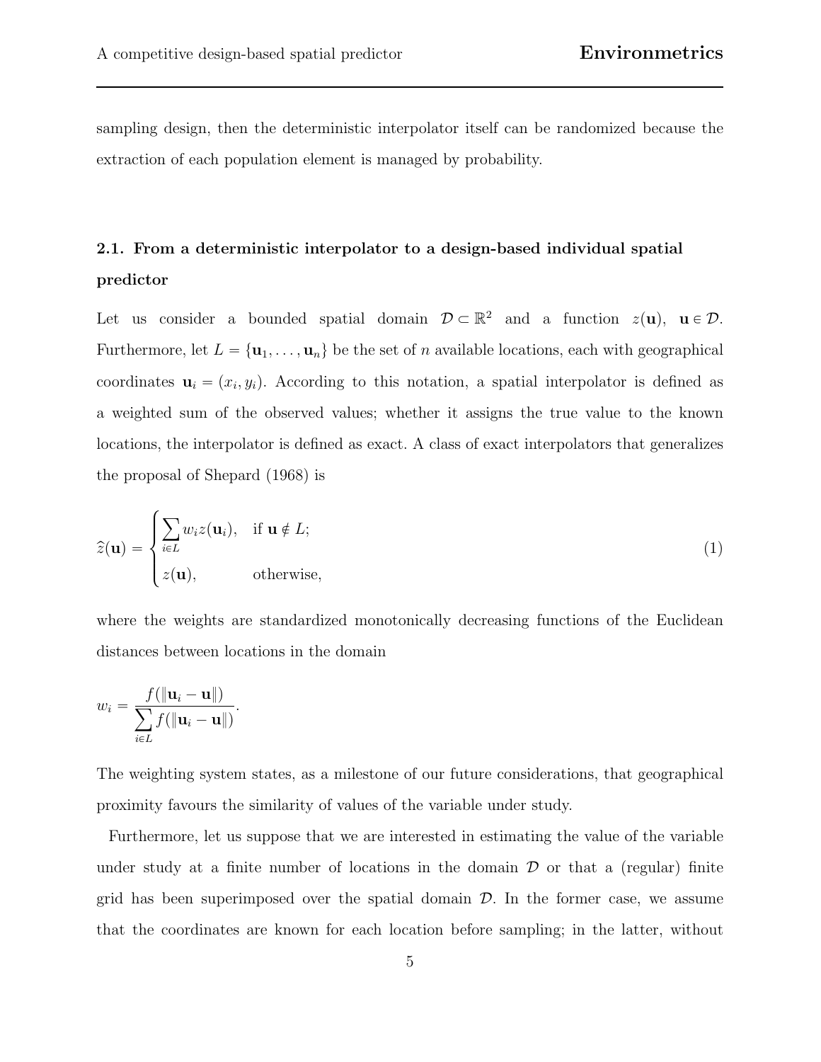sampling design, then the deterministic interpolator itself can be randomized because the extraction of each population element is managed by probability.

### 2.1. From a deterministic interpolator to a design-based individual spatial predictor

Let us consider a bounded spatial domain $\mathcal{D} \subset \mathbb{R}^2$ and a function $z(\mathbf{u})$, $\mathbf{u} \in \mathcal{D}$. Furthermore, let $L = \{\mathbf{u}_1, \ldots, \mathbf{u}_n\}$ be the set of $n$ available locations, each with geographical coordinates $\mathbf{u}_i = (x_i, y_i)$. According to this notation, a spatial interpolator is defined as a weighted sum of the observed values; whether it assigns the true value to the known locations, the interpolator is defined as exact. A class of exact interpolators that generalizes the proposal of Shepard (1968) is

$$\widehat{z}(\mathbf{u}) = \begin{cases} \sum_{i \in L} w_i z(\mathbf{u}_i), & \text{if } \mathbf{u} \notin L; \\ z(\mathbf{u}), & \text{otherwise,} \end{cases} \tag{1}$$

where the weights are standardized monotonically decreasing functions of the Euclidean distances between locations in the domain

$$w_i = \frac{f(\|\mathbf{u}_i - \mathbf{u}\|)}{\sum_{i \in L} f(\|\mathbf{u}_i - \mathbf{u}\|)}.$$

The weighting system states, as a milestone of our future considerations, that geographical proximity favours the similarity of values of the variable under study.

Furthermore, let us suppose that we are interested in estimating the value of the variable under study at a finite number of locations in the domain $\mathcal{D}$ or that a (regular) finite grid has been superimposed over the spatial domain $\mathcal{D}$. In the former case, we assume that the coordinates are known for each location before sampling; in the latter, without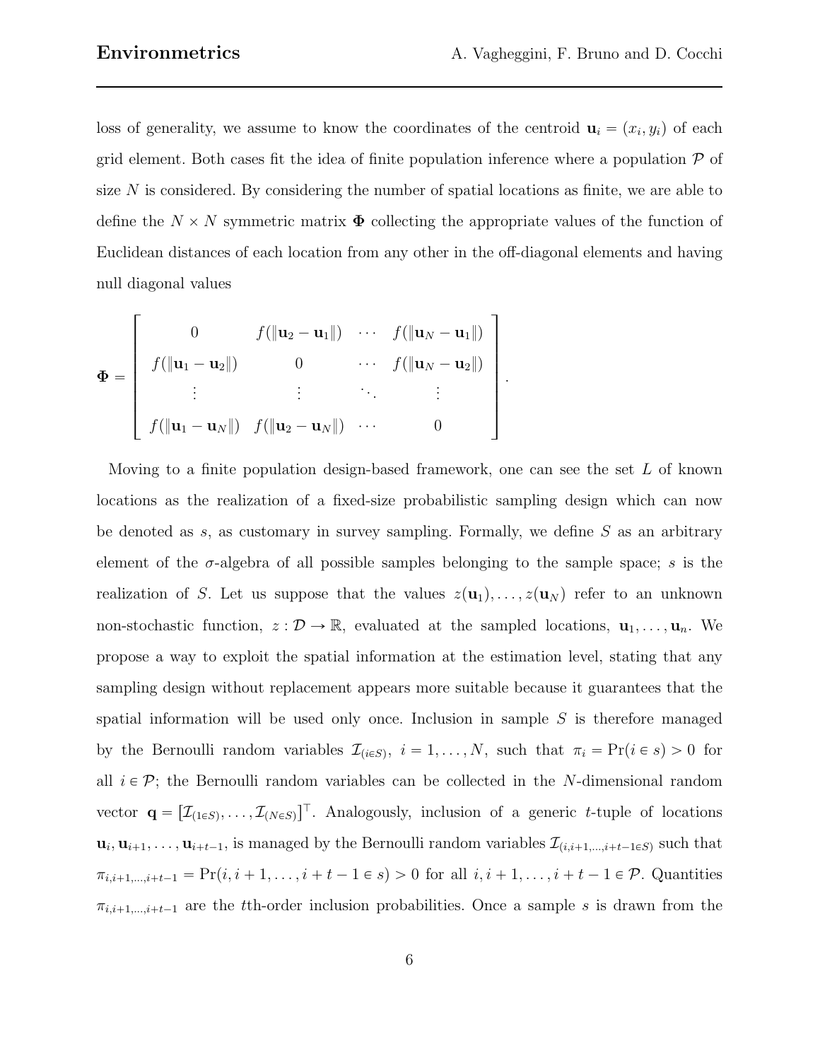loss of generality, we assume to know the coordinates of the centroid $\mathbf{u}_i = (x_i, y_i)$ of each grid element. Both cases fit the idea of finite population inference where a population $\mathcal{P}$ of size $N$ is considered. By considering the number of spatial locations as finite, we are able to define the $N \times N$ symmetric matrix $\mathbf{\Phi}$ collecting the appropriate values of the function of Euclidean distances of each location from any other in the off-diagonal elements and having null diagonal values

$$
\mathbf{\Phi} = \begin{bmatrix} 0 & f(\|\mathbf{u}_2 - \mathbf{u}_1\|) & \cdots & f(\|\mathbf{u}_N - \mathbf{u}_1\|) \\ f(\|\mathbf{u}_1 - \mathbf{u}_2\|) & 0 & \cdots & f(\|\mathbf{u}_N - \mathbf{u}_2\|) \\ \vdots & \vdots & \ddots & \vdots \\ f(\|\mathbf{u}_1 - \mathbf{u}_N\|) & f(\|\mathbf{u}_2 - \mathbf{u}_N\|) & \cdots & 0 \end{bmatrix}.
$$

Moving to a finite population design-based framework, one can see the set $L$ of known locations as the realization of a fixed-size probabilistic sampling design which can now be denoted as $s$, as customary in survey sampling. Formally, we define $S$ as an arbitrary element of the $\sigma$-algebra of all possible samples belonging to the sample space; $s$ is the realization of $S$. Let us suppose that the values $z(\mathbf{u}_1), \ldots, z(\mathbf{u}_N)$ refer to an unknown non-stochastic function, $z : \mathcal{D} \to \mathbb{R}$, evaluated at the sampled locations, $\mathbf{u}_1, \ldots, \mathbf{u}_n$. We propose a way to exploit the spatial information at the estimation level, stating that any sampling design without replacement appears more suitable because it guarantees that the spatial information will be used only once. Inclusion in sample $S$ is therefore managed by the Bernoulli random variables $\mathcal{I}_{(i \in S)}$, $i = 1, \ldots, N$, such that $\pi_i = \Pr(i \in s) > 0$ for all $i \in \mathcal{P}$; the Bernoulli random variables can be collected in the $N$-dimensional random vector $\mathbf{q} = [\mathcal{I}_{(1 \in S)}, \ldots, \mathcal{I}_{(N \in S)}]^\top$. Analogously, inclusion of a generic $t$-tuple of locations $\mathbf{u}_i, \mathbf{u}_{i+1}, \ldots, \mathbf{u}_{i+t-1}$, is managed by the Bernoulli random variables $\mathcal{I}_{(i,i+1,\ldots,i+t-1 \in S)}$ such that $\pi_{i,i+1,\ldots,i+t-1} = \Pr(i, i+1, \ldots, i+t-1 \in s) > 0$ for all $i, i+1, \ldots, i+t-1 \in \mathcal{P}$. Quantities $\pi_{i,i+1,\ldots,i+t-1}$ are the $t$th-order inclusion probabilities. Once a sample $s$ is drawn from the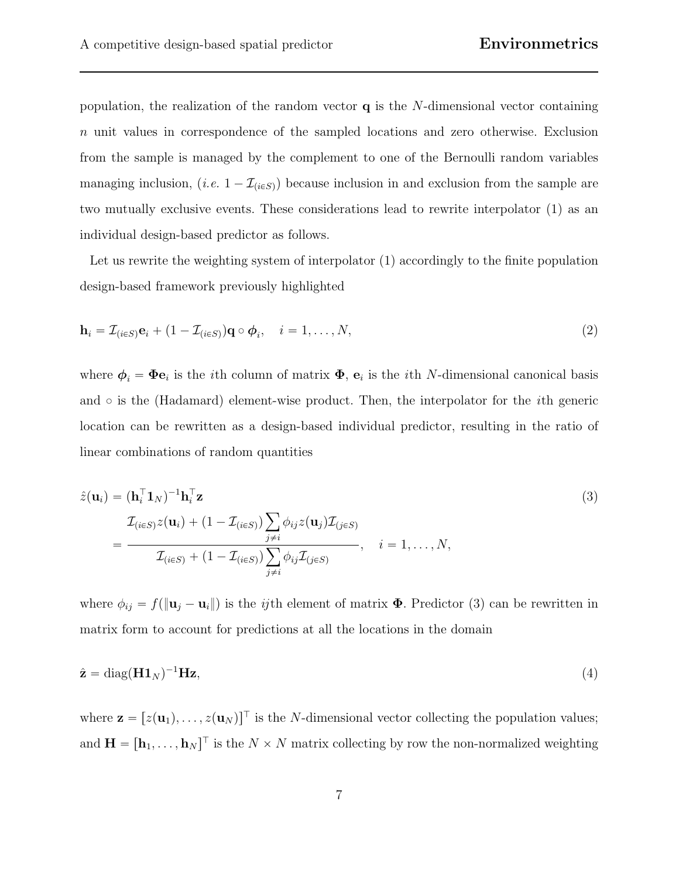population, the realization of the random vector $\mathbf{q}$ is the $N$-dimensional vector containing $n$ unit values in correspondence of the sampled locations and zero otherwise. Exclusion from the sample is managed by the complement to one of the Bernoulli random variables managing inclusion, (*i.e.* $1 - \mathcal{I}_{(i\in S)}$) because inclusion in and exclusion from the sample are two mutually exclusive events. These considerations lead to rewrite interpolator (1) as an individual design-based predictor as follows.

Let us rewrite the weighting system of interpolator (1) accordingly to the finite population design-based framework previously highlighted

$$\mathbf{h}_i = \mathcal{I}_{(i\in S)}\mathbf{e}_i + (1 - \mathcal{I}_{(i\in S)})\mathbf{q} \circ \boldsymbol{\phi}_i, \quad i = 1, \ldots, N, \tag{2}$$

where $\boldsymbol{\phi}_i = \boldsymbol{\Phi}\mathbf{e}_i$ is the $i$th column of matrix $\boldsymbol{\Phi}$, $\mathbf{e}_i$ is the $i$th $N$-dimensional canonical basis and $\circ$ is the (Hadamard) element-wise product. Then, the interpolator for the $i$th generic location can be rewritten as a design-based individual predictor, resulting in the ratio of linear combinations of random quantities

$$\begin{aligned}\hat{z}(\mathbf{u}_i) &= (\mathbf{h}_i^\top \mathbf{1}_N)^{-1}\mathbf{h}_i^\top \mathbf{z} \\ &= \frac{\mathcal{I}_{(i\in S)} z(\mathbf{u}_i) + (1 - \mathcal{I}_{(i\in S)}) \sum_{j\neq i} \phi_{ij} z(\mathbf{u}_j) \mathcal{I}_{(j\in S)}}{\mathcal{I}_{(i\in S)} + (1 - \mathcal{I}_{(i\in S)}) \sum_{j\neq i} \phi_{ij} \mathcal{I}_{(j\in S)}}, \quad i = 1, \ldots, N,\end{aligned} \tag{3}$$

where $\phi_{ij} = f(\|\mathbf{u}_j - \mathbf{u}_i\|)$ is the $ij$th element of matrix $\boldsymbol{\Phi}$. Predictor (3) can be rewritten in matrix form to account for predictions at all the locations in the domain

$$\hat{\mathbf{z}} = \mathrm{diag}(\mathbf{H}\mathbf{1}_N)^{-1}\mathbf{H}\mathbf{z}, \tag{4}$$

where $\mathbf{z} = [z(\mathbf{u}_1), \ldots, z(\mathbf{u}_N)]^\top$ is the $N$-dimensional vector collecting the population values; and $\mathbf{H} = [\mathbf{h}_1, \ldots, \mathbf{h}_N]^\top$ is the $N \times N$ matrix collecting by row the non-normalized weighting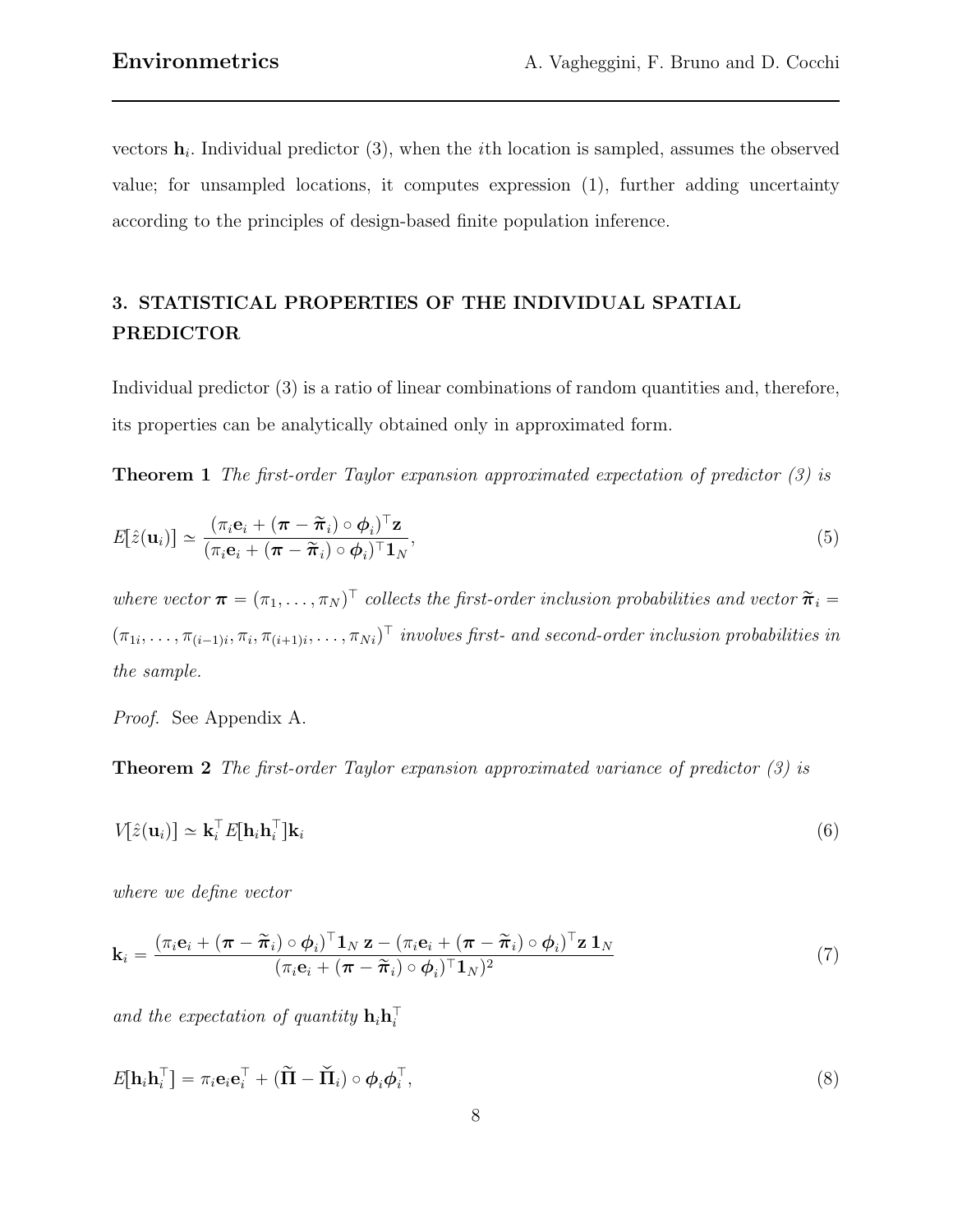vectors $\mathbf{h}_i$. Individual predictor (3), when the $i$th location is sampled, assumes the observed value; for unsampled locations, it computes expression (1), further adding uncertainty according to the principles of design-based finite population inference.

## 3. STATISTICAL PROPERTIES OF THE INDIVIDUAL SPATIAL PREDICTOR

Individual predictor (3) is a ratio of linear combinations of random quantities and, therefore, its properties can be analytically obtained only in approximated form.

**Theorem 1** *The first-order Taylor expansion approximated expectation of predictor (3) is*

$$E[\hat{z}(\mathbf{u}_i)] \simeq \frac{(\pi_i \mathbf{e}_i + (\boldsymbol{\pi} - \widetilde{\boldsymbol{\pi}}_i) \circ \boldsymbol{\phi}_i)^\top \mathbf{z}}{(\pi_i \mathbf{e}_i + (\boldsymbol{\pi} - \widetilde{\boldsymbol{\pi}}_i) \circ \boldsymbol{\phi}_i)^\top \mathbf{1}_N}, \tag{5}$$

*where vector $\boldsymbol{\pi} = (\pi_1, \ldots, \pi_N)^\top$ collects the first-order inclusion probabilities and vector $\widetilde{\boldsymbol{\pi}}_i = (\pi_{1i}, \ldots, \pi_{(i-1)i}, \pi_i, \pi_{(i+1)i}, \ldots, \pi_{Ni})^\top$ involves first- and second-order inclusion probabilities in the sample.*

*Proof.* See Appendix A.

**Theorem 2** *The first-order Taylor expansion approximated variance of predictor (3) is*

$$V[\hat{z}(\mathbf{u}_i)] \simeq \mathbf{k}_i^\top E[\mathbf{h}_i \mathbf{h}_i^\top] \mathbf{k}_i \tag{6}$$

*where we define vector*

$$\mathbf{k}_i = \frac{(\pi_i \mathbf{e}_i + (\boldsymbol{\pi} - \widetilde{\boldsymbol{\pi}}_i) \circ \boldsymbol{\phi}_i)^\top \mathbf{1}_N \, \mathbf{z} - (\pi_i \mathbf{e}_i + (\boldsymbol{\pi} - \widetilde{\boldsymbol{\pi}}_i) \circ \boldsymbol{\phi}_i)^\top \mathbf{z} \, \mathbf{1}_N}{(\pi_i \mathbf{e}_i + (\boldsymbol{\pi} - \widetilde{\boldsymbol{\pi}}_i) \circ \boldsymbol{\phi}_i)^\top \mathbf{1}_N)^2} \tag{7}$$

*and the expectation of quantity $\mathbf{h}_i \mathbf{h}_i^\top$*

$$E[\mathbf{h}_i \mathbf{h}_i^\top] = \pi_i \mathbf{e}_i \mathbf{e}_i^\top + (\widetilde{\boldsymbol{\Pi}} - \breve{\boldsymbol{\Pi}}_i) \circ \boldsymbol{\phi}_i \boldsymbol{\phi}_i^\top, \tag{8}$$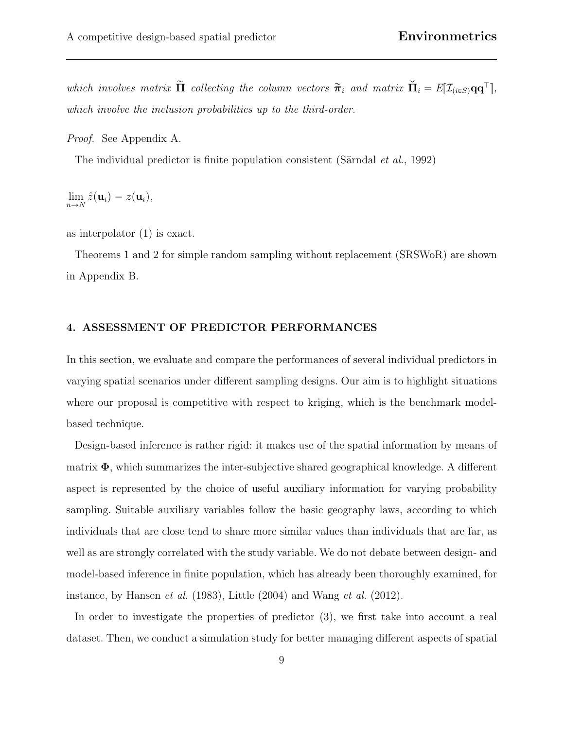*which involves matrix* $\widetilde{\boldsymbol{\Pi}}$ *collecting the column vectors* $\widetilde{\boldsymbol{\pi}}_i$ *and matrix* $\breve{\boldsymbol{\Pi}}_i = E[\mathcal{I}_{(i \in S)} \mathbf{q}\mathbf{q}^\top]$, *which involve the inclusion probabilities up to the third-order.*

*Proof.* See Appendix A.

The individual predictor is finite population consistent (Särndal *et al.*, 1992)

$$\lim_{n \to N} \hat{z}(\mathbf{u}_i) = z(\mathbf{u}_i),$$

as interpolator (1) is exact.

Theorems 1 and 2 for simple random sampling without replacement (SRSWoR) are shown in Appendix B.

## 4. ASSESSMENT OF PREDICTOR PERFORMANCES

In this section, we evaluate and compare the performances of several individual predictors in varying spatial scenarios under different sampling designs. Our aim is to highlight situations where our proposal is competitive with respect to kriging, which is the benchmark model-based technique.

Design-based inference is rather rigid: it makes use of the spatial information by means of matrix $\boldsymbol{\Phi}$, which summarizes the inter-subjective shared geographical knowledge. A different aspect is represented by the choice of useful auxiliary information for varying probability sampling. Suitable auxiliary variables follow the basic geography laws, according to which individuals that are close tend to share more similar values than individuals that are far, as well as are strongly correlated with the study variable. We do not debate between design- and model-based inference in finite population, which has already been thoroughly examined, for instance, by Hansen *et al.* (1983), Little (2004) and Wang *et al.* (2012).

In order to investigate the properties of predictor (3), we first take into account a real dataset. Then, we conduct a simulation study for better managing different aspects of spatial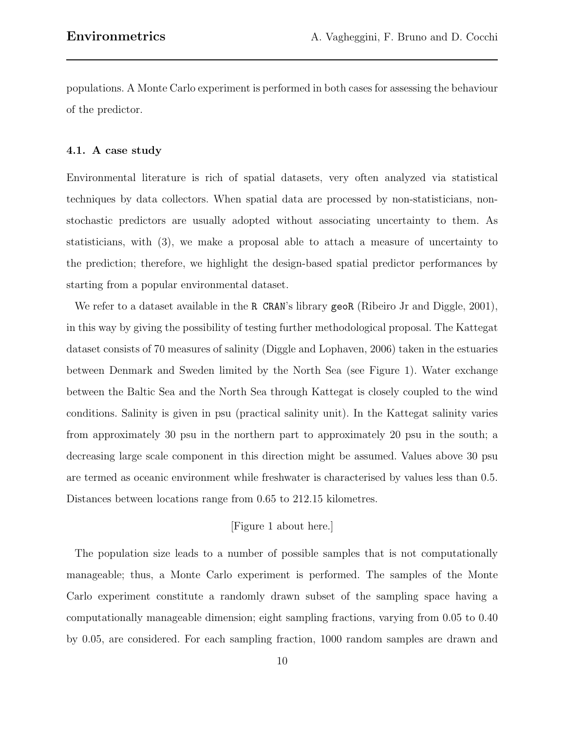populations. A Monte Carlo experiment is performed in both cases for assessing the behaviour of the predictor.

### 4.1. A case study

Environmental literature is rich of spatial datasets, very often analyzed via statistical techniques by data collectors. When spatial data are processed by non-statisticians, non-stochastic predictors are usually adopted without associating uncertainty to them. As statisticians, with (3), we make a proposal able to attach a measure of uncertainty to the prediction; therefore, we highlight the design-based spatial predictor performances by starting from a popular environmental dataset.

We refer to a dataset available in the `R CRAN`'s library `geoR` (Ribeiro Jr and Diggle, 2001), in this way by giving the possibility of testing further methodological proposal. The Kattegat dataset consists of 70 measures of salinity (Diggle and Lophaven, 2006) taken in the estuaries between Denmark and Sweden limited by the North Sea (see Figure 1). Water exchange between the Baltic Sea and the North Sea through Kattegat is closely coupled to the wind conditions. Salinity is given in psu (practical salinity unit). In the Kattegat salinity varies from approximately 30 psu in the northern part to approximately 20 psu in the south; a decreasing large scale component in this direction might be assumed. Values above 30 psu are termed as oceanic environment while freshwater is characterised by values less than 0.5. Distances between locations range from 0.65 to 212.15 kilometres.

[Figure 1 about here.]

The population size leads to a number of possible samples that is not computationally manageable; thus, a Monte Carlo experiment is performed. The samples of the Monte Carlo experiment constitute a randomly drawn subset of the sampling space having a computationally manageable dimension; eight sampling fractions, varying from 0.05 to 0.40 by 0.05, are considered. For each sampling fraction, 1000 random samples are drawn and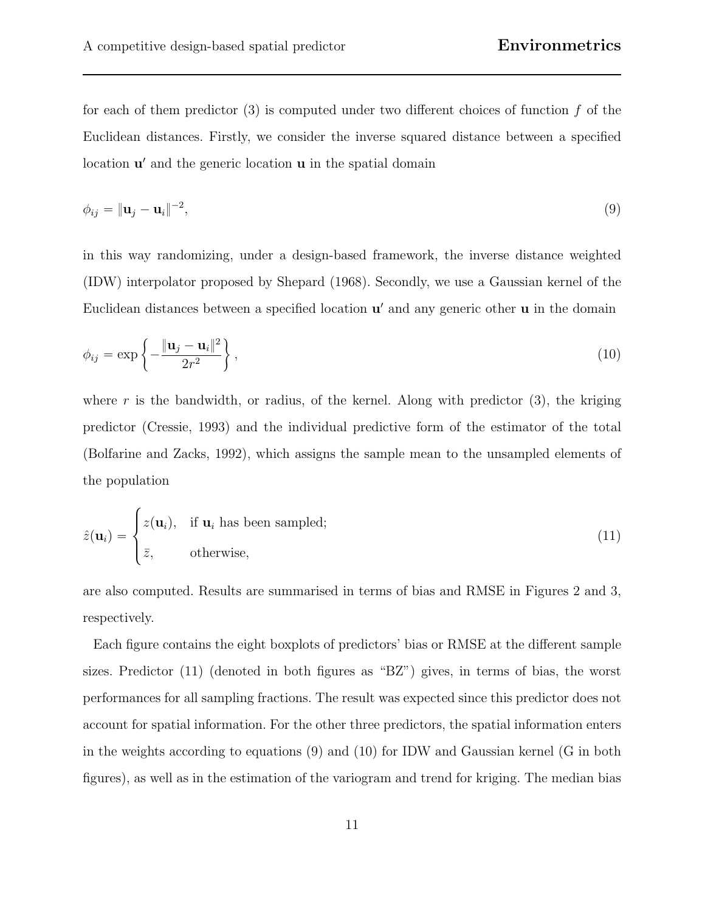for each of them predictor (3) is computed under two different choices of function $f$ of the Euclidean distances. Firstly, we consider the inverse squared distance between a specified location $\mathbf{u}'$ and the generic location $\mathbf{u}$ in the spatial domain

$$\phi_{ij} = \|\mathbf{u}_j - \mathbf{u}_i\|^{-2}, \tag{9}$$

in this way randomizing, under a design-based framework, the inverse distance weighted (IDW) interpolator proposed by Shepard (1968). Secondly, we use a Gaussian kernel of the Euclidean distances between a specified location $\mathbf{u}'$ and any generic other $\mathbf{u}$ in the domain

$$\phi_{ij} = \exp\left\{-\frac{\|\mathbf{u}_j - \mathbf{u}_i\|^2}{2r^2}\right\}, \tag{10}$$

where $r$ is the bandwidth, or radius, of the kernel. Along with predictor (3), the kriging predictor (Cressie, 1993) and the individual predictive form of the estimator of the total (Bolfarine and Zacks, 1992), which assigns the sample mean to the unsampled elements of the population

$$\hat{z}(\mathbf{u}_i) = \begin{cases} z(\mathbf{u}_i), & \text{if } \mathbf{u}_i \text{ has been sampled;} \\ \bar{z}, & \text{otherwise,} \end{cases} \tag{11}$$

are also computed. Results are summarised in terms of bias and RMSE in Figures 2 and 3, respectively.

Each figure contains the eight boxplots of predictors' bias or RMSE at the different sample sizes. Predictor (11) (denoted in both figures as "BZ") gives, in terms of bias, the worst performances for all sampling fractions. The result was expected since this predictor does not account for spatial information. For the other three predictors, the spatial information enters in the weights according to equations (9) and (10) for IDW and Gaussian kernel (G in both figures), as well as in the estimation of the variogram and trend for kriging. The median bias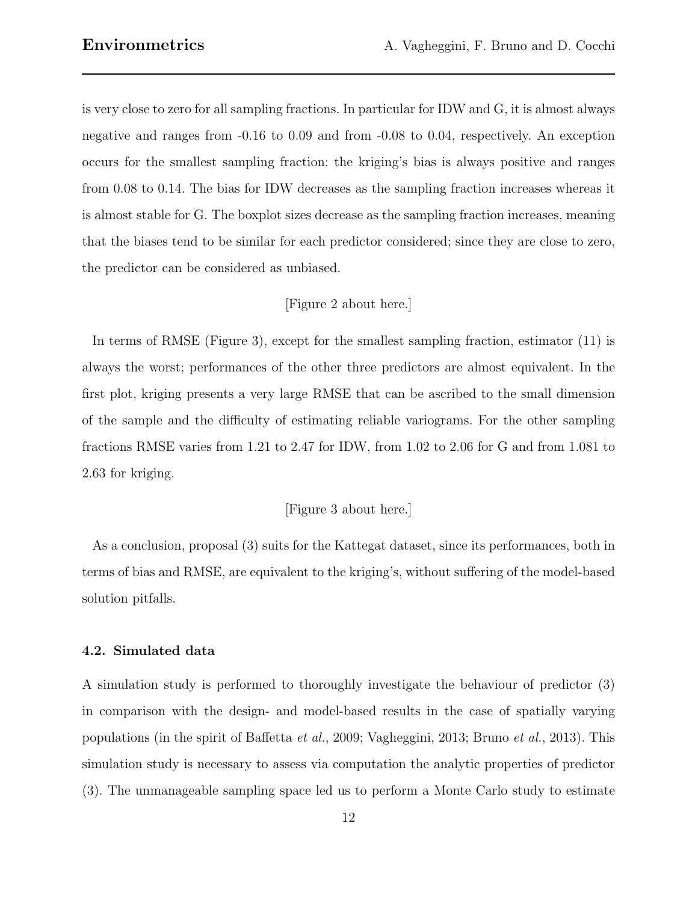is very close to zero for all sampling fractions. In particular for IDW and G, it is almost always negative and ranges from -0.16 to 0.09 and from -0.08 to 0.04, respectively. An exception occurs for the smallest sampling fraction: the kriging's bias is always positive and ranges from 0.08 to 0.14. The bias for IDW decreases as the sampling fraction increases whereas it is almost stable for G. The boxplot sizes decrease as the sampling fraction increases, meaning that the biases tend to be similar for each predictor considered; since they are close to zero, the predictor can be considered as unbiased.

[Figure 2 about here.]

In terms of RMSE (Figure 3), except for the smallest sampling fraction, estimator (11) is always the worst; performances of the other three predictors are almost equivalent. In the first plot, kriging presents a very large RMSE that can be ascribed to the small dimension of the sample and the difficulty of estimating reliable variograms. For the other sampling fractions RMSE varies from 1.21 to 2.47 for IDW, from 1.02 to 2.06 for G and from 1.081 to 2.63 for kriging.

[Figure 3 about here.]

As a conclusion, proposal (3) suits for the Kattegat dataset, since its performances, both in terms of bias and RMSE, are equivalent to the kriging's, without suffering of the model-based solution pitfalls.

### 4.2. Simulated data

A simulation study is performed to thoroughly investigate the behaviour of predictor (3) in comparison with the design- and model-based results in the case of spatially varying populations (in the spirit of Baffetta *et al.*, 2009; Vagheggini, 2013; Bruno *et al.*, 2013). This simulation study is necessary to assess via computation the analytic properties of predictor (3). The unmanageable sampling space led us to perform a Monte Carlo study to estimate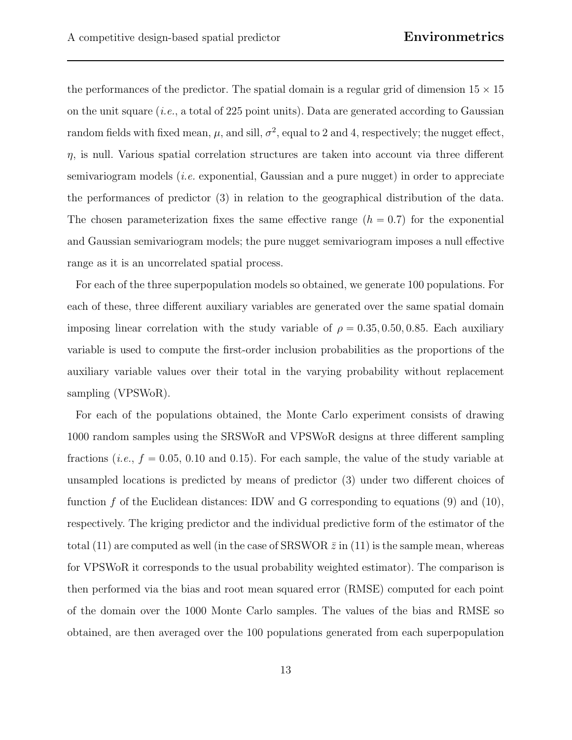the performances of the predictor. The spatial domain is a regular grid of dimension $15 \times 15$ on the unit square (*i.e.*, a total of 225 point units). Data are generated according to Gaussian random fields with fixed mean, $\mu$, and sill, $\sigma^2$, equal to 2 and 4, respectively; the nugget effect, $\eta$, is null. Various spatial correlation structures are taken into account via three different semivariogram models (*i.e.* exponential, Gaussian and a pure nugget) in order to appreciate the performances of predictor (3) in relation to the geographical distribution of the data. The chosen parameterization fixes the same effective range ($h = 0.7$) for the exponential and Gaussian semivariogram models; the pure nugget semivariogram imposes a null effective range as it is an uncorrelated spatial process.

For each of the three superpopulation models so obtained, we generate 100 populations. For each of these, three different auxiliary variables are generated over the same spatial domain imposing linear correlation with the study variable of $\rho = 0.35, 0.50, 0.85$. Each auxiliary variable is used to compute the first-order inclusion probabilities as the proportions of the auxiliary variable values over their total in the varying probability without replacement sampling (VPSWoR).

For each of the populations obtained, the Monte Carlo experiment consists of drawing 1000 random samples using the SRSWoR and VPSWoR designs at three different sampling fractions (*i.e.*, $f = 0.05$, 0.10 and 0.15). For each sample, the value of the study variable at unsampled locations is predicted by means of predictor (3) under two different choices of function $f$ of the Euclidean distances: IDW and G corresponding to equations (9) and (10), respectively. The kriging predictor and the individual predictive form of the estimator of the total (11) are computed as well (in the case of SRSWOR $\bar{z}$ in (11) is the sample mean, whereas for VPSWoR it corresponds to the usual probability weighted estimator). The comparison is then performed via the bias and root mean squared error (RMSE) computed for each point of the domain over the 1000 Monte Carlo samples. The values of the bias and RMSE so obtained, are then averaged over the 100 populations generated from each superpopulation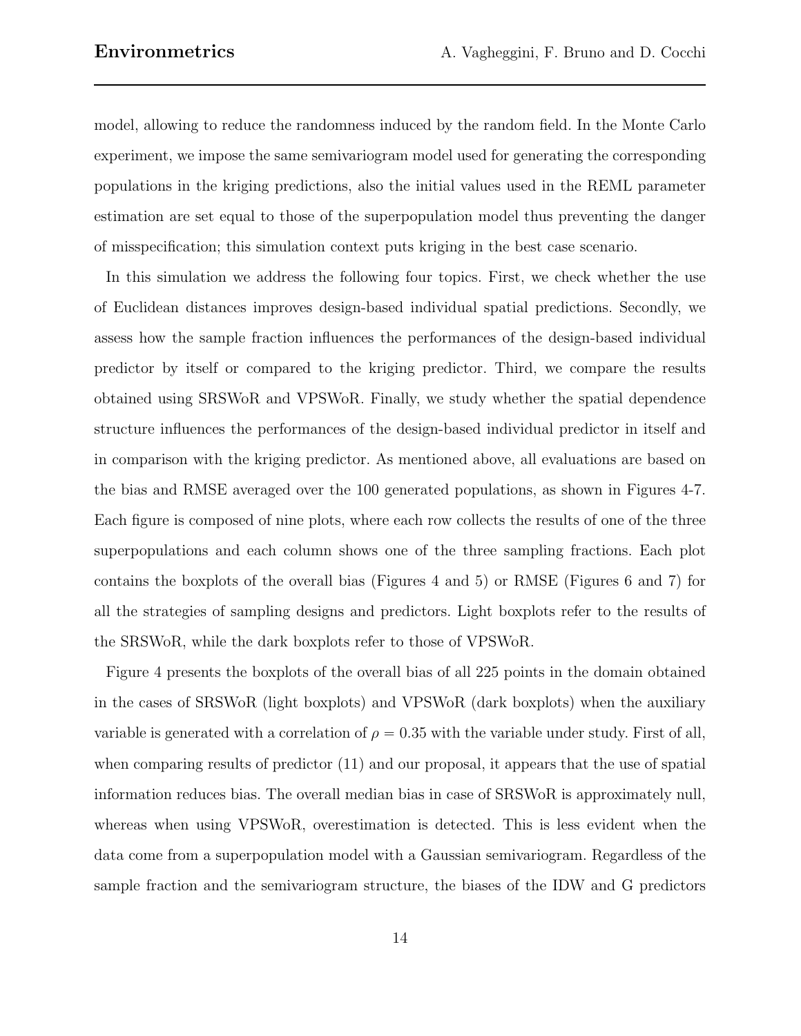model, allowing to reduce the randomness induced by the random field. In the Monte Carlo experiment, we impose the same semivariogram model used for generating the corresponding populations in the kriging predictions, also the initial values used in the REML parameter estimation are set equal to those of the superpopulation model thus preventing the danger of misspecification; this simulation context puts kriging in the best case scenario.

In this simulation we address the following four topics. First, we check whether the use of Euclidean distances improves design-based individual spatial predictions. Secondly, we assess how the sample fraction influences the performances of the design-based individual predictor by itself or compared to the kriging predictor. Third, we compare the results obtained using SRSWoR and VPSWoR. Finally, we study whether the spatial dependence structure influences the performances of the design-based individual predictor in itself and in comparison with the kriging predictor. As mentioned above, all evaluations are based on the bias and RMSE averaged over the 100 generated populations, as shown in Figures 4-7. Each figure is composed of nine plots, where each row collects the results of one of the three superpopulations and each column shows one of the three sampling fractions. Each plot contains the boxplots of the overall bias (Figures 4 and 5) or RMSE (Figures 6 and 7) for all the strategies of sampling designs and predictors. Light boxplots refer to the results of the SRSWoR, while the dark boxplots refer to those of VPSWoR.

Figure 4 presents the boxplots of the overall bias of all 225 points in the domain obtained in the cases of SRSWoR (light boxplots) and VPSWoR (dark boxplots) when the auxiliary variable is generated with a correlation of $\rho = 0.35$ with the variable under study. First of all, when comparing results of predictor (11) and our proposal, it appears that the use of spatial information reduces bias. The overall median bias in case of SRSWoR is approximately null, whereas when using VPSWoR, overestimation is detected. This is less evident when the data come from a superpopulation model with a Gaussian semivariogram. Regardless of the sample fraction and the semivariogram structure, the biases of the IDW and G predictors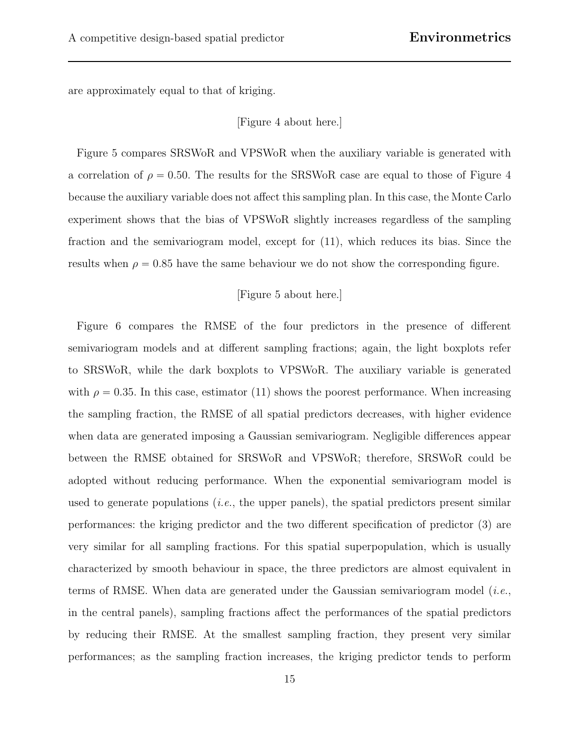are approximately equal to that of kriging.

[Figure 4 about here.]

Figure 5 compares SRSWoR and VPSWoR when the auxiliary variable is generated with a correlation of $\rho = 0.50$. The results for the SRSWoR case are equal to those of Figure 4 because the auxiliary variable does not affect this sampling plan. In this case, the Monte Carlo experiment shows that the bias of VPSWoR slightly increases regardless of the sampling fraction and the semivariogram model, except for (11), which reduces its bias. Since the results when $\rho = 0.85$ have the same behaviour we do not show the corresponding figure.

[Figure 5 about here.]

Figure 6 compares the RMSE of the four predictors in the presence of different semivariogram models and at different sampling fractions; again, the light boxplots refer to SRSWoR, while the dark boxplots to VPSWoR. The auxiliary variable is generated with $\rho = 0.35$. In this case, estimator (11) shows the poorest performance. When increasing the sampling fraction, the RMSE of all spatial predictors decreases, with higher evidence when data are generated imposing a Gaussian semivariogram. Negligible differences appear between the RMSE obtained for SRSWoR and VPSWoR; therefore, SRSWoR could be adopted without reducing performance. When the exponential semivariogram model is used to generate populations (*i.e.*, the upper panels), the spatial predictors present similar performances: the kriging predictor and the two different specification of predictor (3) are very similar for all sampling fractions. For this spatial superpopulation, which is usually characterized by smooth behaviour in space, the three predictors are almost equivalent in terms of RMSE. When data are generated under the Gaussian semivariogram model (*i.e.*, in the central panels), sampling fractions affect the performances of the spatial predictors by reducing their RMSE. At the smallest sampling fraction, they present very similar performances; as the sampling fraction increases, the kriging predictor tends to perform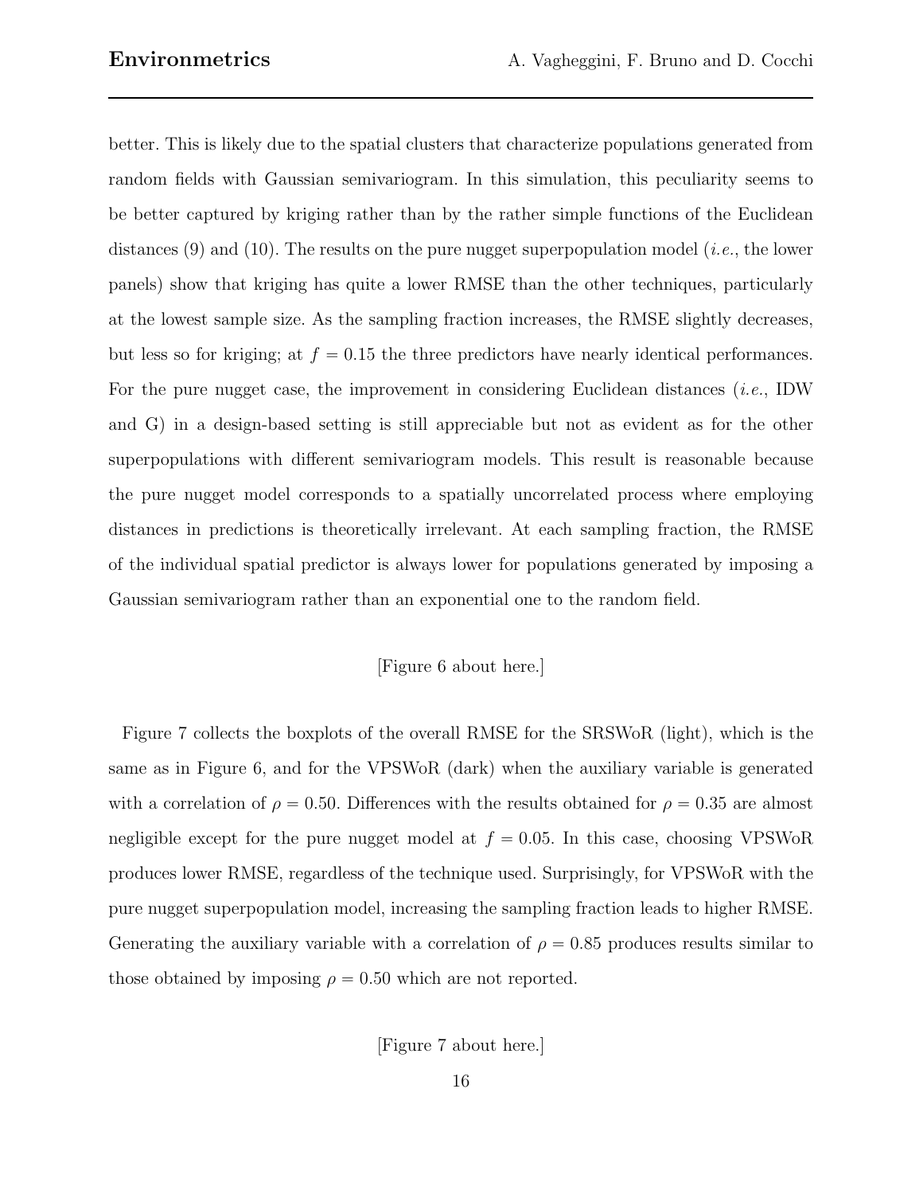better. This is likely due to the spatial clusters that characterize populations generated from random fields with Gaussian semivariogram. In this simulation, this peculiarity seems to be better captured by kriging rather than by the rather simple functions of the Euclidean distances (9) and (10). The results on the pure nugget superpopulation model (*i.e.*, the lower panels) show that kriging has quite a lower RMSE than the other techniques, particularly at the lowest sample size. As the sampling fraction increases, the RMSE slightly decreases, but less so for kriging; at $f = 0.15$ the three predictors have nearly identical performances. For the pure nugget case, the improvement in considering Euclidean distances (*i.e.*, IDW and G) in a design-based setting is still appreciable but not as evident as for the other superpopulations with different semivariogram models. This result is reasonable because the pure nugget model corresponds to a spatially uncorrelated process where employing distances in predictions is theoretically irrelevant. At each sampling fraction, the RMSE of the individual spatial predictor is always lower for populations generated by imposing a Gaussian semivariogram rather than an exponential one to the random field.

[Figure 6 about here.]

Figure 7 collects the boxplots of the overall RMSE for the SRSWoR (light), which is the same as in Figure 6, and for the VPSWoR (dark) when the auxiliary variable is generated with a correlation of $\rho = 0.50$. Differences with the results obtained for $\rho = 0.35$ are almost negligible except for the pure nugget model at $f = 0.05$. In this case, choosing VPSWoR produces lower RMSE, regardless of the technique used. Surprisingly, for VPSWoR with the pure nugget superpopulation model, increasing the sampling fraction leads to higher RMSE. Generating the auxiliary variable with a correlation of $\rho = 0.85$ produces results similar to those obtained by imposing $\rho = 0.50$ which are not reported.

[Figure 7 about here.]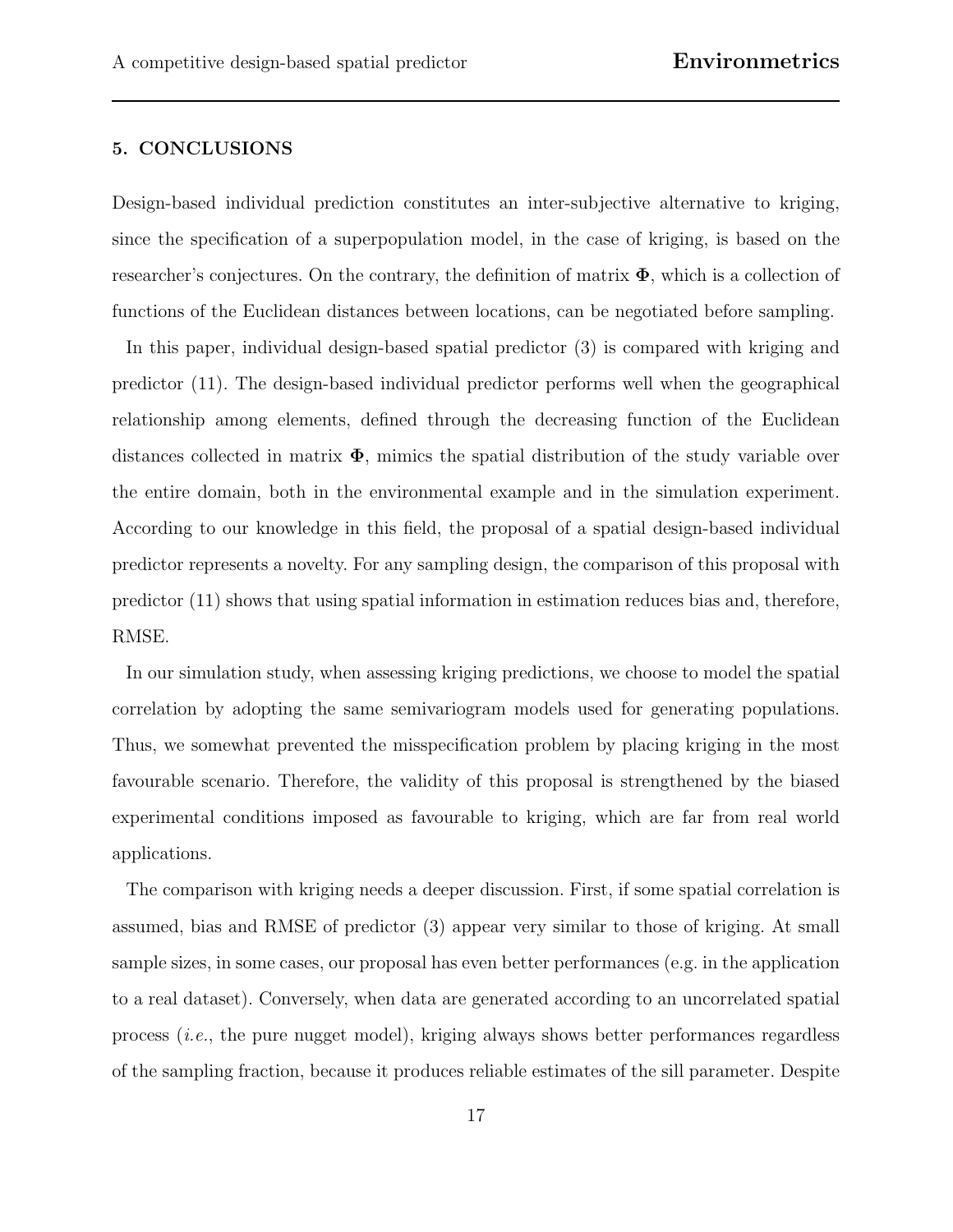## 5. CONCLUSIONS

Design-based individual prediction constitutes an inter-subjective alternative to kriging, since the specification of a superpopulation model, in the case of kriging, is based on the researcher's conjectures. On the contrary, the definition of matrix $\mathbf{\Phi}$, which is a collection of functions of the Euclidean distances between locations, can be negotiated before sampling.

In this paper, individual design-based spatial predictor (3) is compared with kriging and predictor (11). The design-based individual predictor performs well when the geographical relationship among elements, defined through the decreasing function of the Euclidean distances collected in matrix $\mathbf{\Phi}$, mimics the spatial distribution of the study variable over the entire domain, both in the environmental example and in the simulation experiment. According to our knowledge in this field, the proposal of a spatial design-based individual predictor represents a novelty. For any sampling design, the comparison of this proposal with predictor (11) shows that using spatial information in estimation reduces bias and, therefore, RMSE.

In our simulation study, when assessing kriging predictions, we choose to model the spatial correlation by adopting the same semivariogram models used for generating populations. Thus, we somewhat prevented the misspecification problem by placing kriging in the most favourable scenario. Therefore, the validity of this proposal is strengthened by the biased experimental conditions imposed as favourable to kriging, which are far from real world applications.

The comparison with kriging needs a deeper discussion. First, if some spatial correlation is assumed, bias and RMSE of predictor (3) appear very similar to those of kriging. At small sample sizes, in some cases, our proposal has even better performances (e.g. in the application to a real dataset). Conversely, when data are generated according to an uncorrelated spatial process (*i.e.*, the pure nugget model), kriging always shows better performances regardless of the sampling fraction, because it produces reliable estimates of the sill parameter. Despite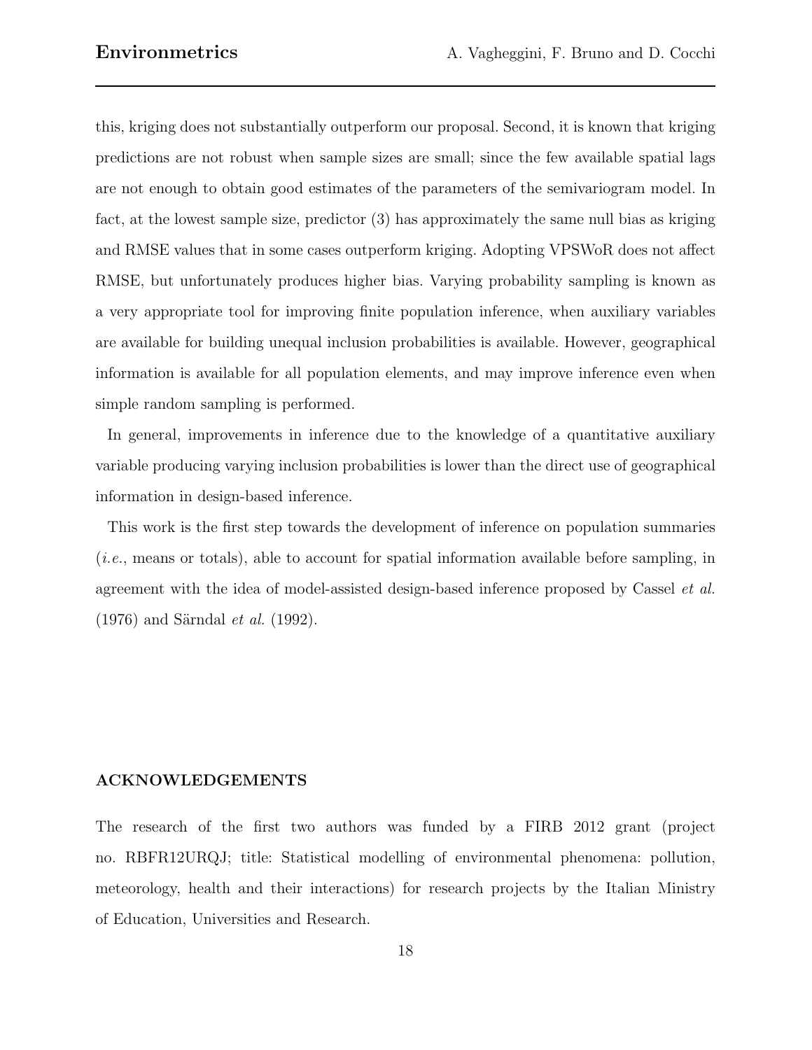this, kriging does not substantially outperform our proposal. Second, it is known that kriging predictions are not robust when sample sizes are small; since the few available spatial lags are not enough to obtain good estimates of the parameters of the semivariogram model. In fact, at the lowest sample size, predictor (3) has approximately the same null bias as kriging and RMSE values that in some cases outperform kriging. Adopting VPSWoR does not affect RMSE, but unfortunately produces higher bias. Varying probability sampling is known as a very appropriate tool for improving finite population inference, when auxiliary variables are available for building unequal inclusion probabilities is available. However, geographical information is available for all population elements, and may improve inference even when simple random sampling is performed.

In general, improvements in inference due to the knowledge of a quantitative auxiliary variable producing varying inclusion probabilities is lower than the direct use of geographical information in design-based inference.

This work is the first step towards the development of inference on population summaries (*i.e.*, means or totals), able to account for spatial information available before sampling, in agreement with the idea of model-assisted design-based inference proposed by Cassel *et al.* (1976) and Särndal *et al.* (1992).

## ACKNOWLEDGEMENTS

The research of the first two authors was funded by a FIRB 2012 grant (project no. RBFR12URQJ; title: Statistical modelling of environmental phenomena: pollution, meteorology, health and their interactions) for research projects by the Italian Ministry of Education, Universities and Research.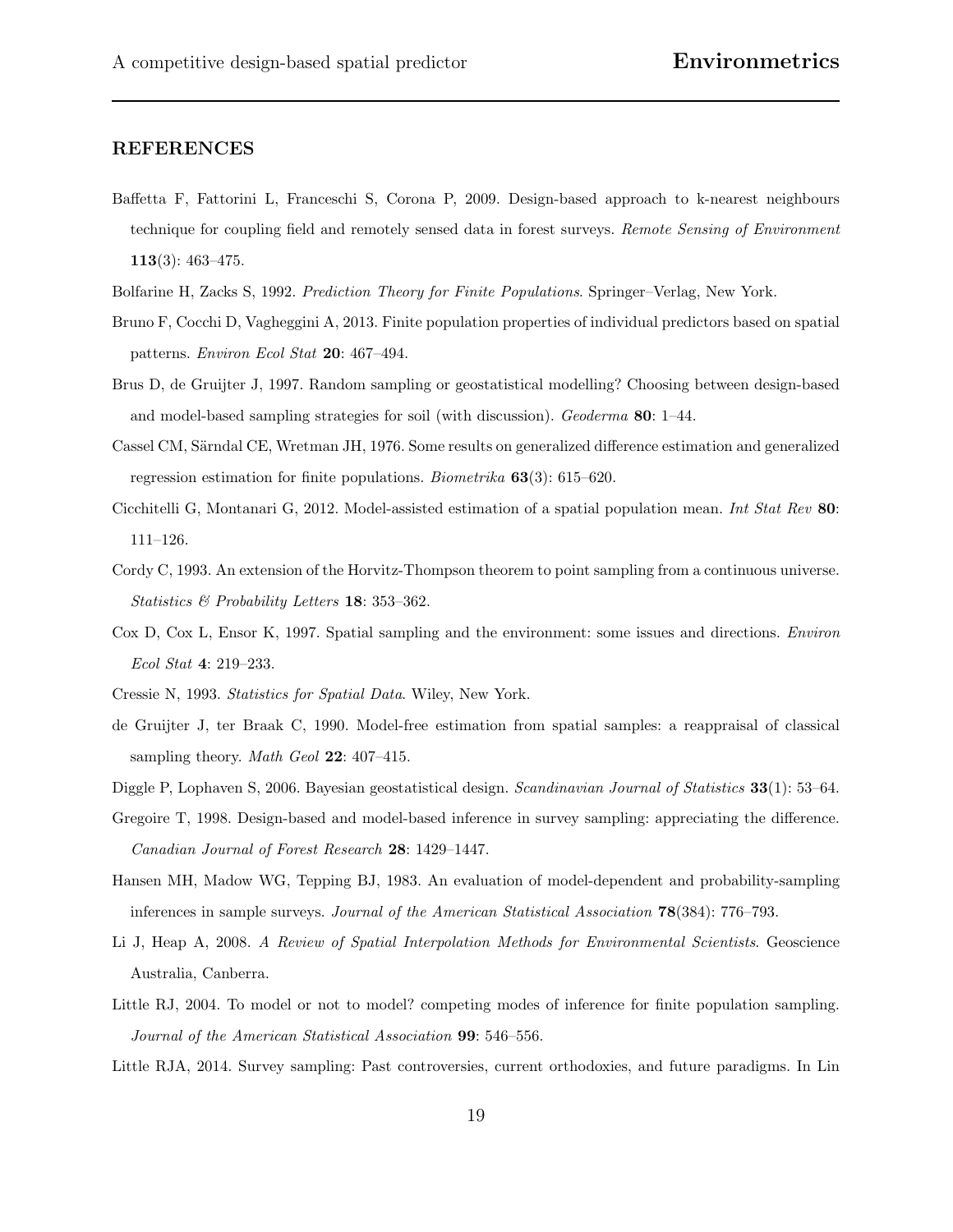## REFERENCES

Baffetta F, Fattorini L, Franceschi S, Corona P, 2009. Design-based approach to k-nearest neighbours technique for coupling field and remotely sensed data in forest surveys. *Remote Sensing of Environment* **113**(3): 463–475.

Bolfarine H, Zacks S, 1992. *Prediction Theory for Finite Populations*. Springer–Verlag, New York.

Bruno F, Cocchi D, Vagheggini A, 2013. Finite population properties of individual predictors based on spatial patterns. *Environ Ecol Stat* **20**: 467–494.

Brus D, de Gruijter J, 1997. Random sampling or geostatistical modelling? Choosing between design-based and model-based sampling strategies for soil (with discussion). *Geoderma* **80**: 1–44.

Cassel CM, Särndal CE, Wretman JH, 1976. Some results on generalized difference estimation and generalized regression estimation for finite populations. *Biometrika* **63**(3): 615–620.

Cicchitelli G, Montanari G, 2012. Model-assisted estimation of a spatial population mean. *Int Stat Rev* **80**: 111–126.

Cordy C, 1993. An extension of the Horvitz-Thompson theorem to point sampling from a continuous universe. *Statistics & Probability Letters* **18**: 353–362.

Cox D, Cox L, Ensor K, 1997. Spatial sampling and the environment: some issues and directions. *Environ Ecol Stat* **4**: 219–233.

Cressie N, 1993. *Statistics for Spatial Data*. Wiley, New York.

de Gruijter J, ter Braak C, 1990. Model-free estimation from spatial samples: a reappraisal of classical sampling theory. *Math Geol* **22**: 407–415.

Diggle P, Lophaven S, 2006. Bayesian geostatistical design. *Scandinavian Journal of Statistics* **33**(1): 53–64.

Gregoire T, 1998. Design-based and model-based inference in survey sampling: appreciating the difference. *Canadian Journal of Forest Research* **28**: 1429–1447.

Hansen MH, Madow WG, Tepping BJ, 1983. An evaluation of model-dependent and probability-sampling inferences in sample surveys. *Journal of the American Statistical Association* **78**(384): 776–793.

Li J, Heap A, 2008. *A Review of Spatial Interpolation Methods for Environmental Scientists*. Geoscience Australia, Canberra.

Little RJ, 2004. To model or not to model? competing modes of inference for finite population sampling. *Journal of the American Statistical Association* **99**: 546–556.

Little RJA, 2014. Survey sampling: Past controversies, current orthodoxies, and future paradigms. In Lin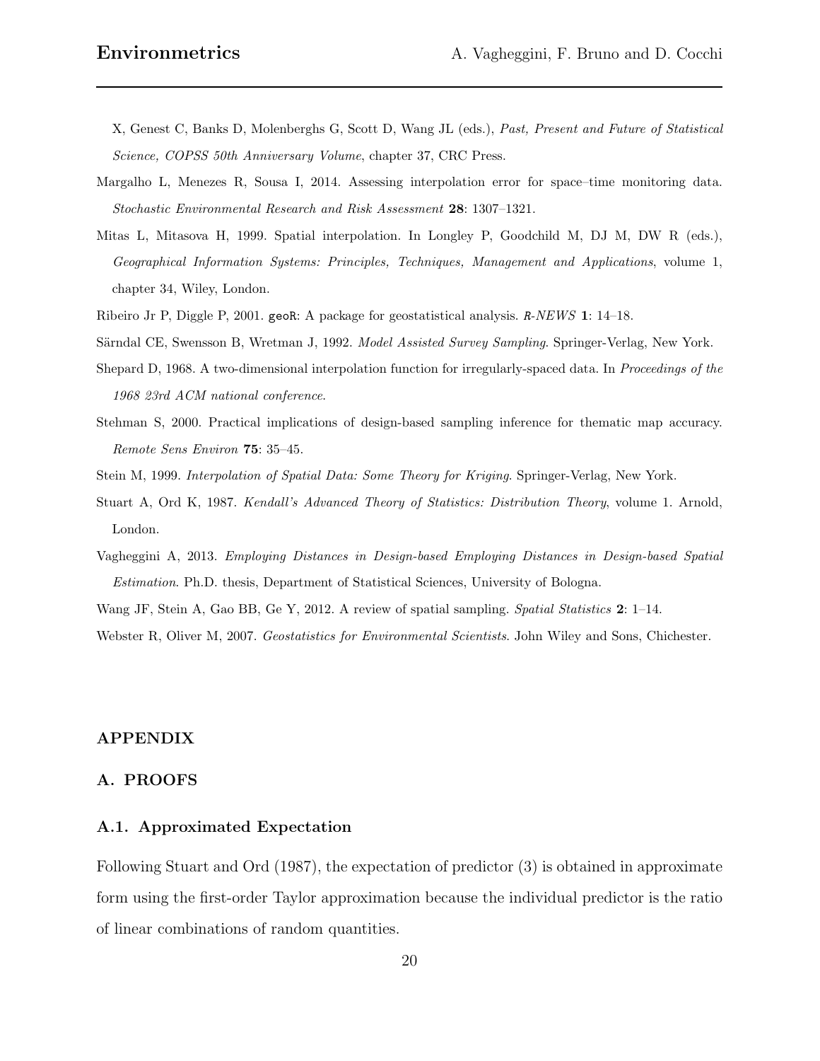X, Genest C, Banks D, Molenberghs G, Scott D, Wang JL (eds.), *Past, Present and Future of Statistical Science, COPSS 50th Anniversary Volume*, chapter 37, CRC Press.

Margalho L, Menezes R, Sousa I, 2014. Assessing interpolation error for space–time monitoring data. *Stochastic Environmental Research and Risk Assessment* **28**: 1307–1321.

Mitas L, Mitasova H, 1999. Spatial interpolation. In Longley P, Goodchild M, DJ M, DW R (eds.), *Geographical Information Systems: Principles, Techniques, Management and Applications*, volume 1, chapter 34, Wiley, London.

Ribeiro Jr P, Diggle P, 2001. `geoR`: A package for geostatistical analysis. *R-NEWS* **1**: 14–18.

Särndal CE, Swensson B, Wretman J, 1992. *Model Assisted Survey Sampling*. Springer-Verlag, New York.

Shepard D, 1968. A two-dimensional interpolation function for irregularly-spaced data. In *Proceedings of the 1968 23rd ACM national conference*.

Stehman S, 2000. Practical implications of design-based sampling inference for thematic map accuracy. *Remote Sens Environ* **75**: 35–45.

Stein M, 1999. *Interpolation of Spatial Data: Some Theory for Kriging*. Springer-Verlag, New York.

Stuart A, Ord K, 1987. *Kendall's Advanced Theory of Statistics: Distribution Theory*, volume 1. Arnold, London.

Vagheggini A, 2013. *Employing Distances in Design-based Employing Distances in Design-based Spatial Estimation*. Ph.D. thesis, Department of Statistical Sciences, University of Bologna.

Wang JF, Stein A, Gao BB, Ge Y, 2012. A review of spatial sampling. *Spatial Statistics* **2**: 1–14.

Webster R, Oliver M, 2007. *Geostatistics for Environmental Scientists*. John Wiley and Sons, Chichester.

## APPENDIX

## A. PROOFS

### A.1. Approximated Expectation

Following Stuart and Ord (1987), the expectation of predictor (3) is obtained in approximate form using the first-order Taylor approximation because the individual predictor is the ratio of linear combinations of random quantities.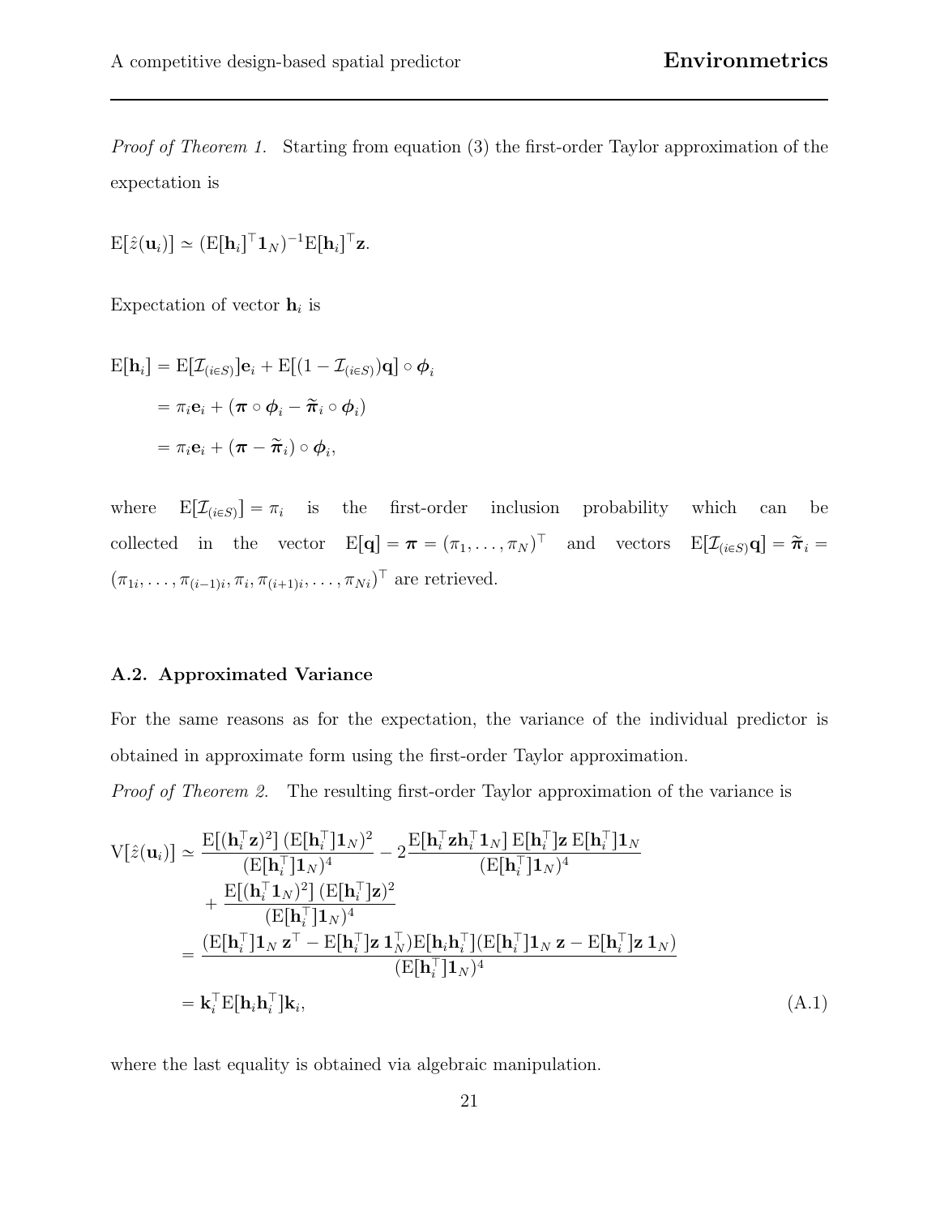*Proof of Theorem 1.* Starting from equation (3) the first-order Taylor approximation of the expectation is

$$\mathrm{E}[\hat{z}(\mathbf{u}_i)] \simeq (\mathrm{E}[\mathbf{h}_i]^\top \mathbf{1}_N)^{-1} \mathrm{E}[\mathbf{h}_i]^\top \mathbf{z}.$$

Expectation of vector $\mathbf{h}_i$ is

$$\begin{aligned}
\mathrm{E}[\mathbf{h}_i] &= \mathrm{E}[\mathcal{I}_{(i \in S)}]\mathbf{e}_i + \mathrm{E}[(1 - \mathcal{I}_{(i \in S)})\mathbf{q}] \circ \boldsymbol{\phi}_i \\
&= \pi_i \mathbf{e}_i + (\boldsymbol{\pi} \circ \boldsymbol{\phi}_i - \widetilde{\boldsymbol{\pi}}_i \circ \boldsymbol{\phi}_i) \\
&= \pi_i \mathbf{e}_i + (\boldsymbol{\pi} - \widetilde{\boldsymbol{\pi}}_i) \circ \boldsymbol{\phi}_i,
\end{aligned}$$

where $\mathrm{E}[\mathcal{I}_{(i \in S)}] = \pi_i$ is the first-order inclusion probability which can be collected in the vector $\mathrm{E}[\mathbf{q}] = \boldsymbol{\pi} = (\pi_1, \ldots, \pi_N)^\top$ and vectors $\mathrm{E}[\mathcal{I}_{(i \in S)}\mathbf{q}] = \widetilde{\boldsymbol{\pi}}_i = (\pi_{1i}, \ldots, \pi_{(i-1)i}, \pi_i, \pi_{(i+1)i}, \ldots, \pi_{Ni})^\top$ are retrieved.

### A.2. Approximated Variance

For the same reasons as for the expectation, the variance of the individual predictor is obtained in approximate form using the first-order Taylor approximation.

*Proof of Theorem 2.* The resulting first-order Taylor approximation of the variance is

$$\begin{aligned}
\mathrm{V}[\hat{z}(\mathbf{u}_i)] &\simeq \frac{\mathrm{E}[(\mathbf{h}_i^\top \mathbf{z})^2]\,(\mathrm{E}[\mathbf{h}_i^\top]\mathbf{1}_N)^2}{(\mathrm{E}[\mathbf{h}_i^\top]\mathbf{1}_N)^4} - 2\frac{\mathrm{E}[\mathbf{h}_i^\top \mathbf{z} \mathbf{h}_i^\top \mathbf{1}_N]\,\mathrm{E}[\mathbf{h}_i^\top]\mathbf{z}\,\mathrm{E}[\mathbf{h}_i^\top]\mathbf{1}_N}{(\mathrm{E}[\mathbf{h}_i^\top]\mathbf{1}_N)^4} \\
&\quad + \frac{\mathrm{E}[(\mathbf{h}_i^\top \mathbf{1}_N)^2]\,(\mathrm{E}[\mathbf{h}_i^\top]\mathbf{z})^2}{(\mathrm{E}[\mathbf{h}_i^\top]\mathbf{1}_N)^4} \\
&= \frac{(\mathrm{E}[\mathbf{h}_i^\top]\mathbf{1}_N\,\mathbf{z}^\top - \mathrm{E}[\mathbf{h}_i^\top]\mathbf{z}\,\mathbf{1}_N^\top)\mathrm{E}[\mathbf{h}_i\mathbf{h}_i^\top](\mathrm{E}[\mathbf{h}_i^\top]\mathbf{1}_N\,\mathbf{z} - \mathrm{E}[\mathbf{h}_i^\top]\mathbf{z}\,\mathbf{1}_N)}{(\mathrm{E}[\mathbf{h}_i^\top]\mathbf{1}_N)^4} \\
&= \mathbf{k}_i^\top \mathrm{E}[\mathbf{h}_i\mathbf{h}_i^\top]\mathbf{k}_i, \qquad\qquad\qquad\qquad (\mathrm{A}.1)
\end{aligned}$$

where the last equality is obtained via algebraic manipulation.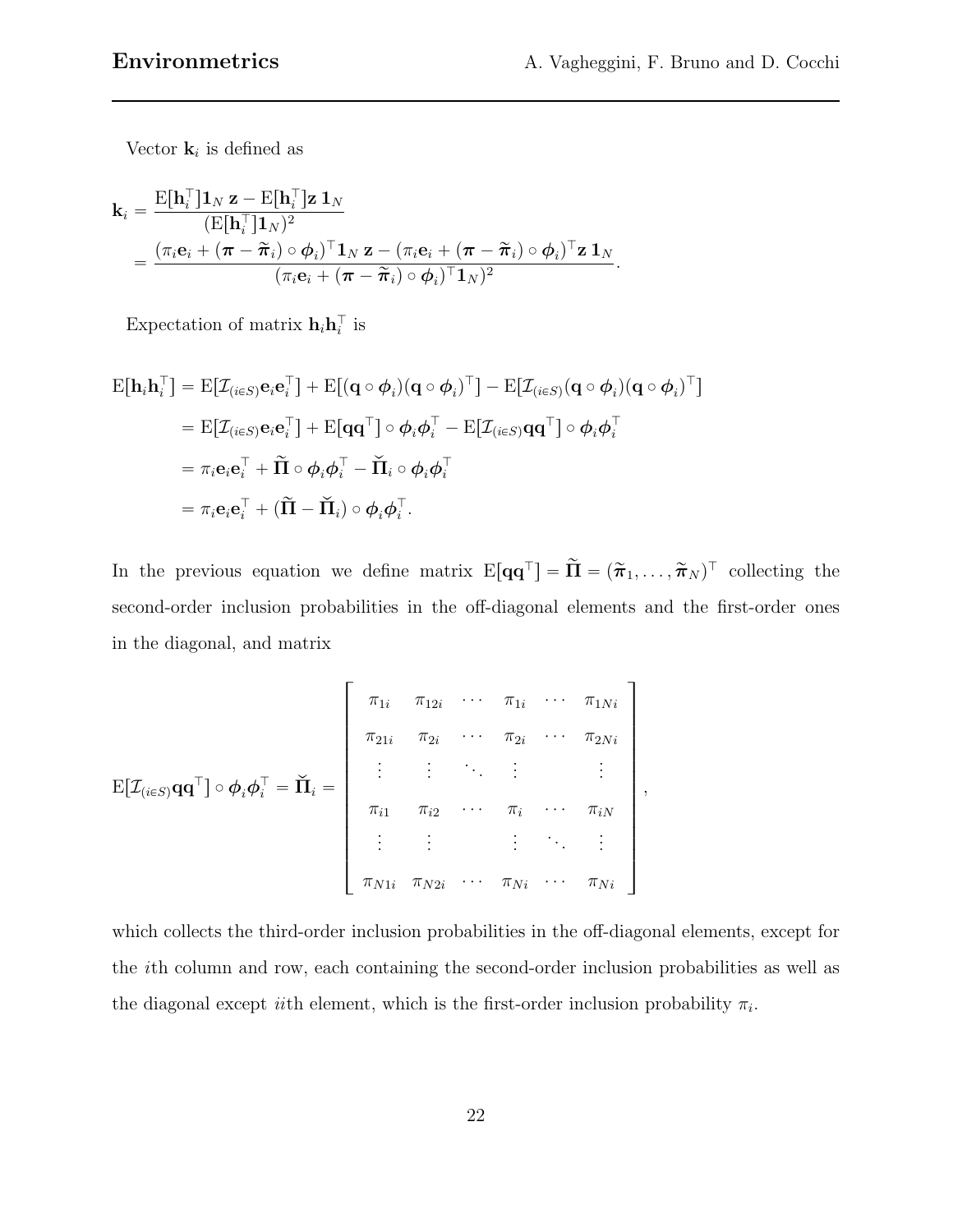Vector $\mathbf{k}_i$ is defined as

$$
\begin{aligned}
\mathbf{k}_i &= \frac{\mathrm{E}[\mathbf{h}_i^\top]\mathbf{1}_N\,\mathbf{z} - \mathrm{E}[\mathbf{h}_i^\top]\mathbf{z}\,\mathbf{1}_N}{(\mathrm{E}[\mathbf{h}_i^\top]\mathbf{1}_N)^2} \\
&= \frac{(\pi_i\mathbf{e}_i + (\boldsymbol{\pi} - \widetilde{\boldsymbol{\pi}}_i)\circ\boldsymbol{\phi}_i)^\top\mathbf{1}_N\,\mathbf{z} - (\pi_i\mathbf{e}_i + (\boldsymbol{\pi} - \widetilde{\boldsymbol{\pi}}_i)\circ\boldsymbol{\phi}_i)^\top\mathbf{z}\,\mathbf{1}_N}{(\pi_i\mathbf{e}_i + (\boldsymbol{\pi} - \widetilde{\boldsymbol{\pi}}_i)\circ\boldsymbol{\phi}_i)^\top\mathbf{1}_N)^2}.
\end{aligned}
$$

Expectation of matrix $\mathbf{h}_i\mathbf{h}_i^\top$ is

$$
\begin{aligned}
\mathrm{E}[\mathbf{h}_i\mathbf{h}_i^\top] &= \mathrm{E}[\mathcal{I}_{(i\in S)}\mathbf{e}_i\mathbf{e}_i^\top] + \mathrm{E}[(\mathbf{q}\circ\boldsymbol{\phi}_i)(\mathbf{q}\circ\boldsymbol{\phi}_i)^\top] - \mathrm{E}[\mathcal{I}_{(i\in S)}(\mathbf{q}\circ\boldsymbol{\phi}_i)(\mathbf{q}\circ\boldsymbol{\phi}_i)^\top] \\
&= \mathrm{E}[\mathcal{I}_{(i\in S)}\mathbf{e}_i\mathbf{e}_i^\top] + \mathrm{E}[\mathbf{q}\mathbf{q}^\top]\circ\boldsymbol{\phi}_i\boldsymbol{\phi}_i^\top - \mathrm{E}[\mathcal{I}_{(i\in S)}\mathbf{q}\mathbf{q}^\top]\circ\boldsymbol{\phi}_i\boldsymbol{\phi}_i^\top \\
&= \pi_i\mathbf{e}_i\mathbf{e}_i^\top + \widetilde{\boldsymbol{\Pi}}\circ\boldsymbol{\phi}_i\boldsymbol{\phi}_i^\top - \breve{\boldsymbol{\Pi}}_i\circ\boldsymbol{\phi}_i\boldsymbol{\phi}_i^\top \\
&= \pi_i\mathbf{e}_i\mathbf{e}_i^\top + (\widetilde{\boldsymbol{\Pi}} - \breve{\boldsymbol{\Pi}}_i)\circ\boldsymbol{\phi}_i\boldsymbol{\phi}_i^\top.
\end{aligned}
$$

In the previous equation we define matrix $\mathrm{E}[\mathbf{q}\mathbf{q}^\top] = \widetilde{\boldsymbol{\Pi}} = (\widetilde{\boldsymbol{\pi}}_1, \ldots, \widetilde{\boldsymbol{\pi}}_N)^\top$ collecting the second-order inclusion probabilities in the off-diagonal elements and the first-order ones in the diagonal, and matrix

$$
\mathrm{E}[\mathcal{I}_{(i\in S)}\mathbf{q}\mathbf{q}^\top]\circ\boldsymbol{\phi}_i\boldsymbol{\phi}_i^\top = \breve{\boldsymbol{\Pi}}_i = \begin{bmatrix}
\pi_{1i} & \pi_{12i} & \cdots & \pi_{1i} & \cdots & \pi_{1Ni} \\
\pi_{21i} & \pi_{2i} & \cdots & \pi_{2i} & \cdots & \pi_{2Ni} \\
\vdots & \vdots & \ddots & \vdots & & \vdots \\
\pi_{i1} & \pi_{i2} & \cdots & \pi_{i} & \cdots & \pi_{iN} \\
\vdots & \vdots & & \vdots & \ddots & \vdots \\
\pi_{N1i} & \pi_{N2i} & \cdots & \pi_{Ni} & \cdots & \pi_{Ni}
\end{bmatrix},
$$

which collects the third-order inclusion probabilities in the off-diagonal elements, except for the $i$th column and row, each containing the second-order inclusion probabilities as well as the diagonal except $ii$th element, which is the first-order inclusion probability $\pi_i$.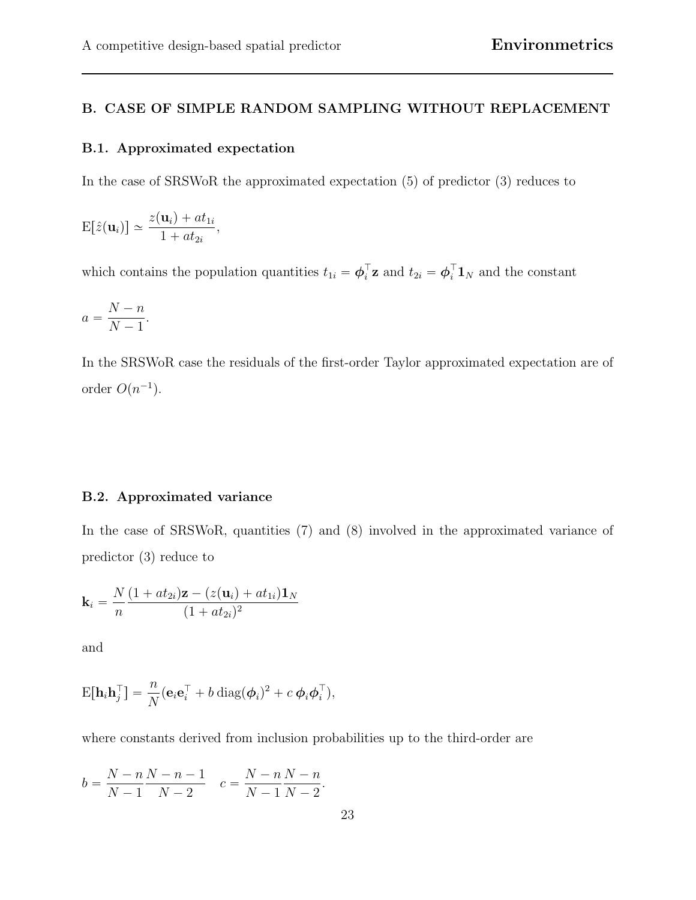## B. CASE OF SIMPLE RANDOM SAMPLING WITHOUT REPLACEMENT

### B.1. Approximated expectation

In the case of SRSWoR the approximated expectation (5) of predictor (3) reduces to

$$\mathrm{E}[\hat{z}(\mathbf{u}_i)] \simeq \frac{z(\mathbf{u}_i) + a t_{1i}}{1 + a t_{2i}},$$

which contains the population quantities $t_{1i} = \boldsymbol{\phi}_i^\top \mathbf{z}$ and $t_{2i} = \boldsymbol{\phi}_i^\top \mathbf{1}_N$ and the constant

$$a = \frac{N-n}{N-1}.$$

In the SRSWoR case the residuals of the first-order Taylor approximated expectation are of order $O(n^{-1})$.

### B.2. Approximated variance

In the case of SRSWoR, quantities (7) and (8) involved in the approximated variance of predictor (3) reduce to

$$\mathbf{k}_i = \frac{N}{n} \frac{(1 + a t_{2i})\mathbf{z} - (z(\mathbf{u}_i) + a t_{1i})\mathbf{1}_N}{(1 + a t_{2i})^2}$$

and

$$\mathrm{E}[\mathbf{h}_i \mathbf{h}_j^\top] = \frac{n}{N}(\mathbf{e}_i \mathbf{e}_i^\top + b \, \mathrm{diag}(\boldsymbol{\phi}_i)^2 + c \, \boldsymbol{\phi}_i \boldsymbol{\phi}_i^\top),$$

where constants derived from inclusion probabilities up to the third-order are

$$b = \frac{N-n}{N-1}\frac{N-n-1}{N-2} \quad c = \frac{N-n}{N-1}\frac{N-n}{N-2}.$$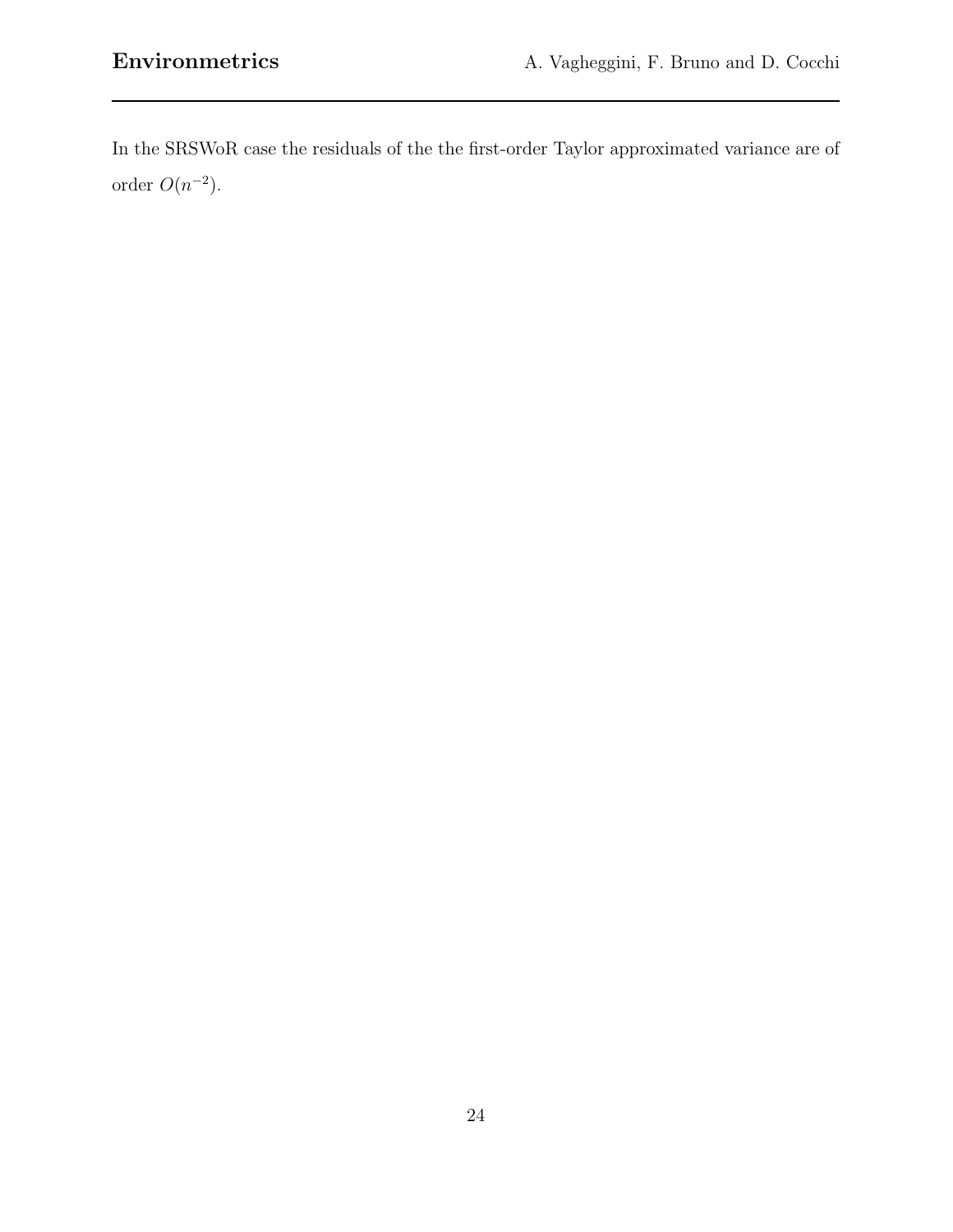In the SRSWoR case the residuals of the the first-order Taylor approximated variance are of order $O(n^{-2})$.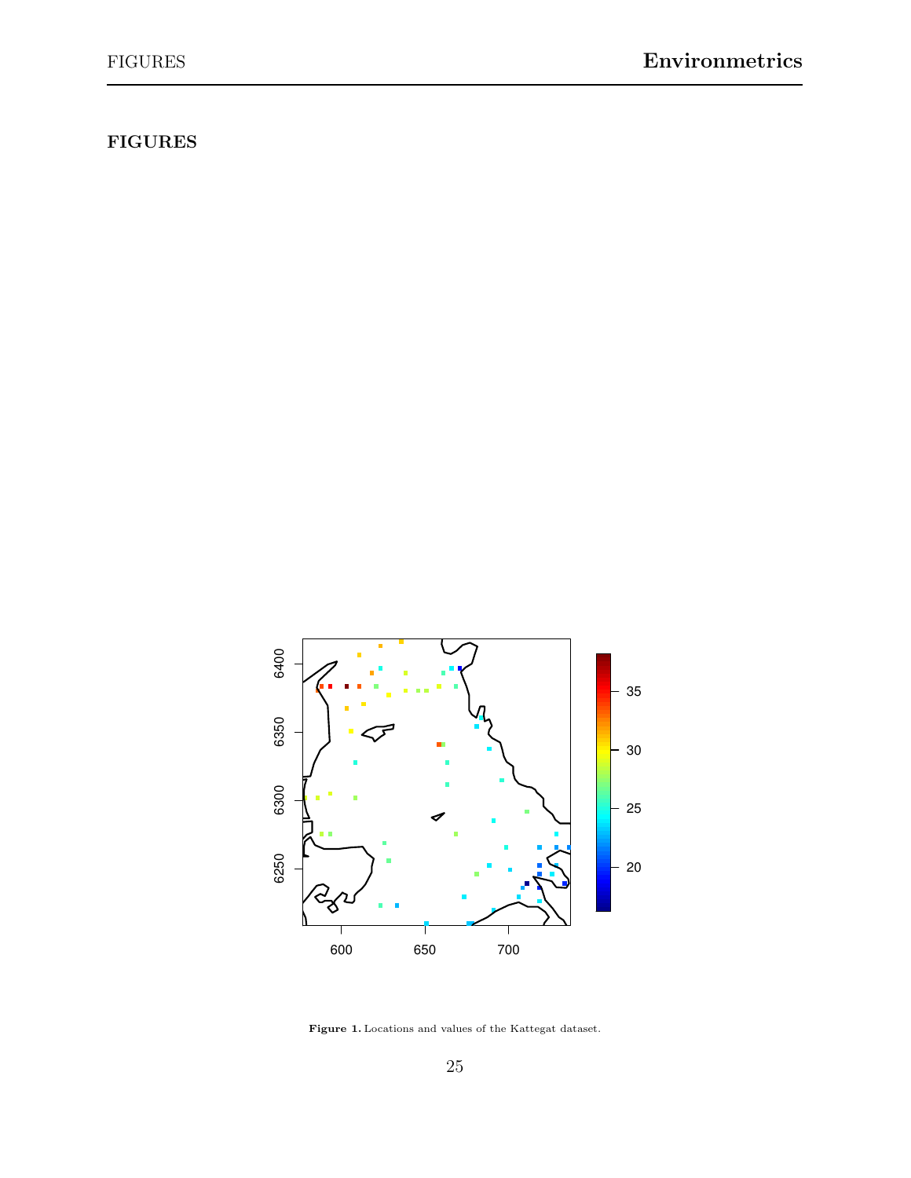## FIGURES

**Figure 1.** Locations and values of the Kattegat dataset.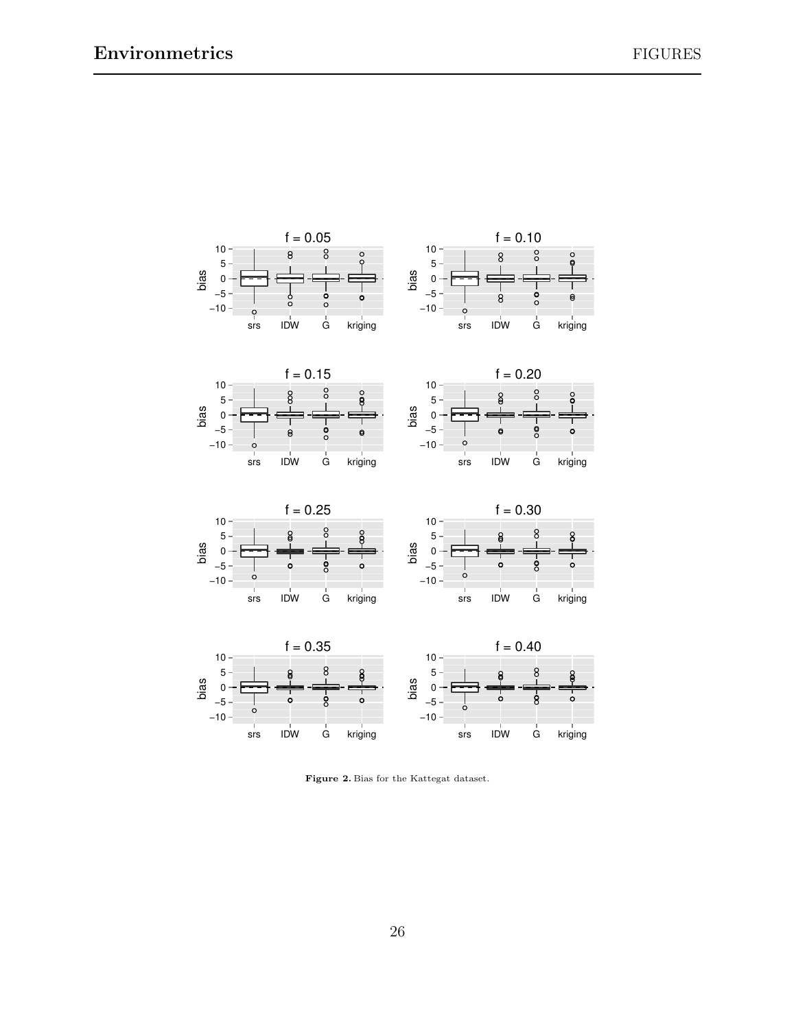Figure 2. Bias for the Kattegat dataset.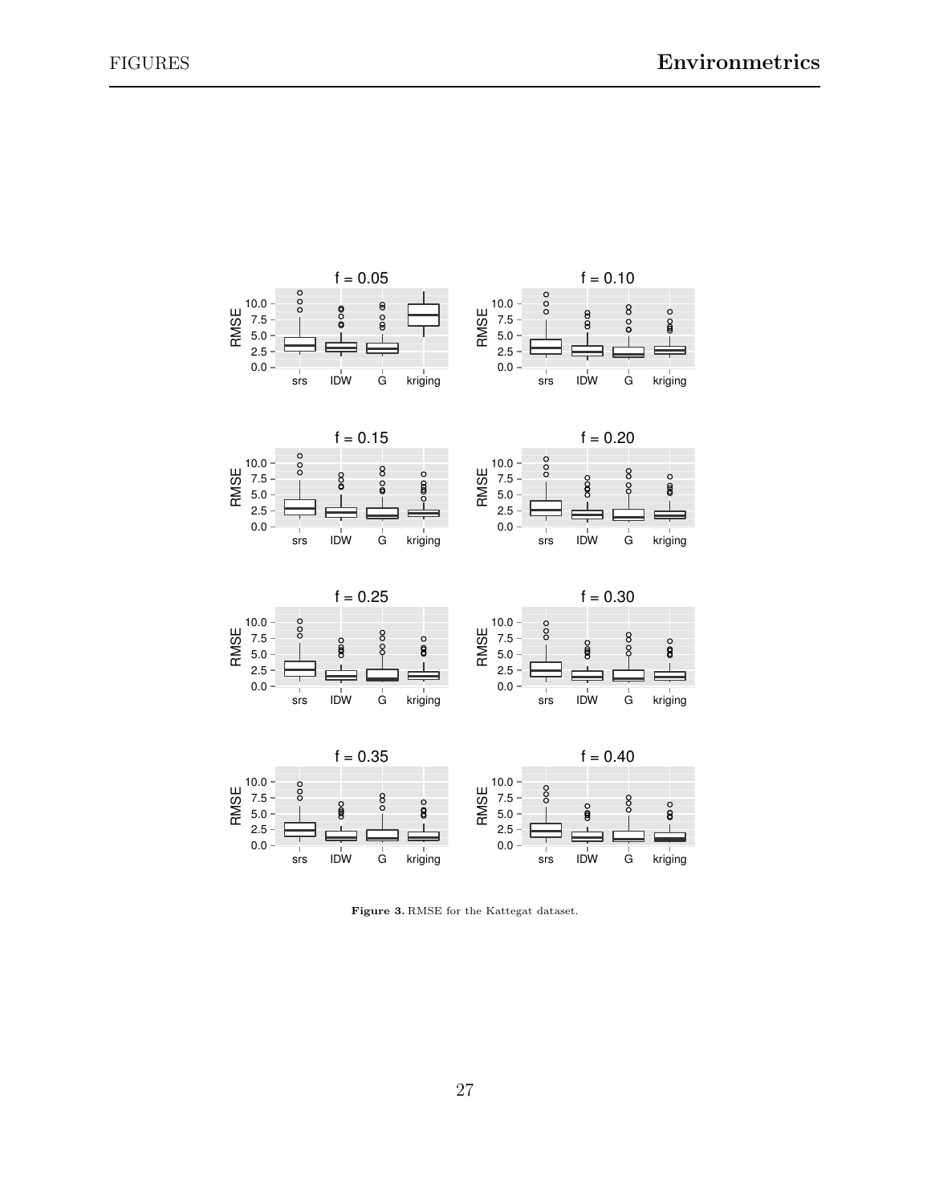**Figure 3.** RMSE for the Kattegat dataset.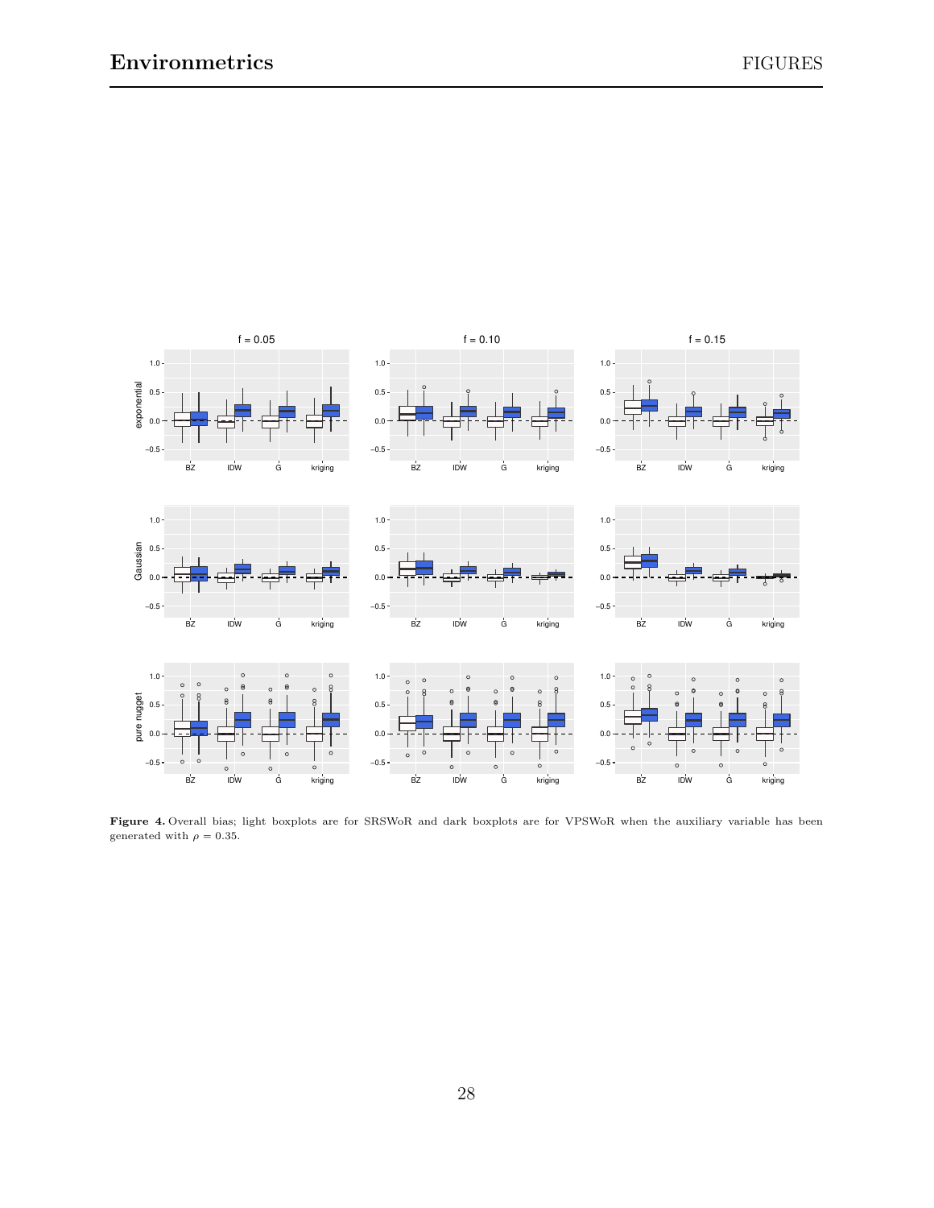**Figure 4.** Overall bias; light boxplots are for SRSWoR and dark boxplots are for VPSWoR when the auxiliary variable has been generated with $\rho = 0.35$.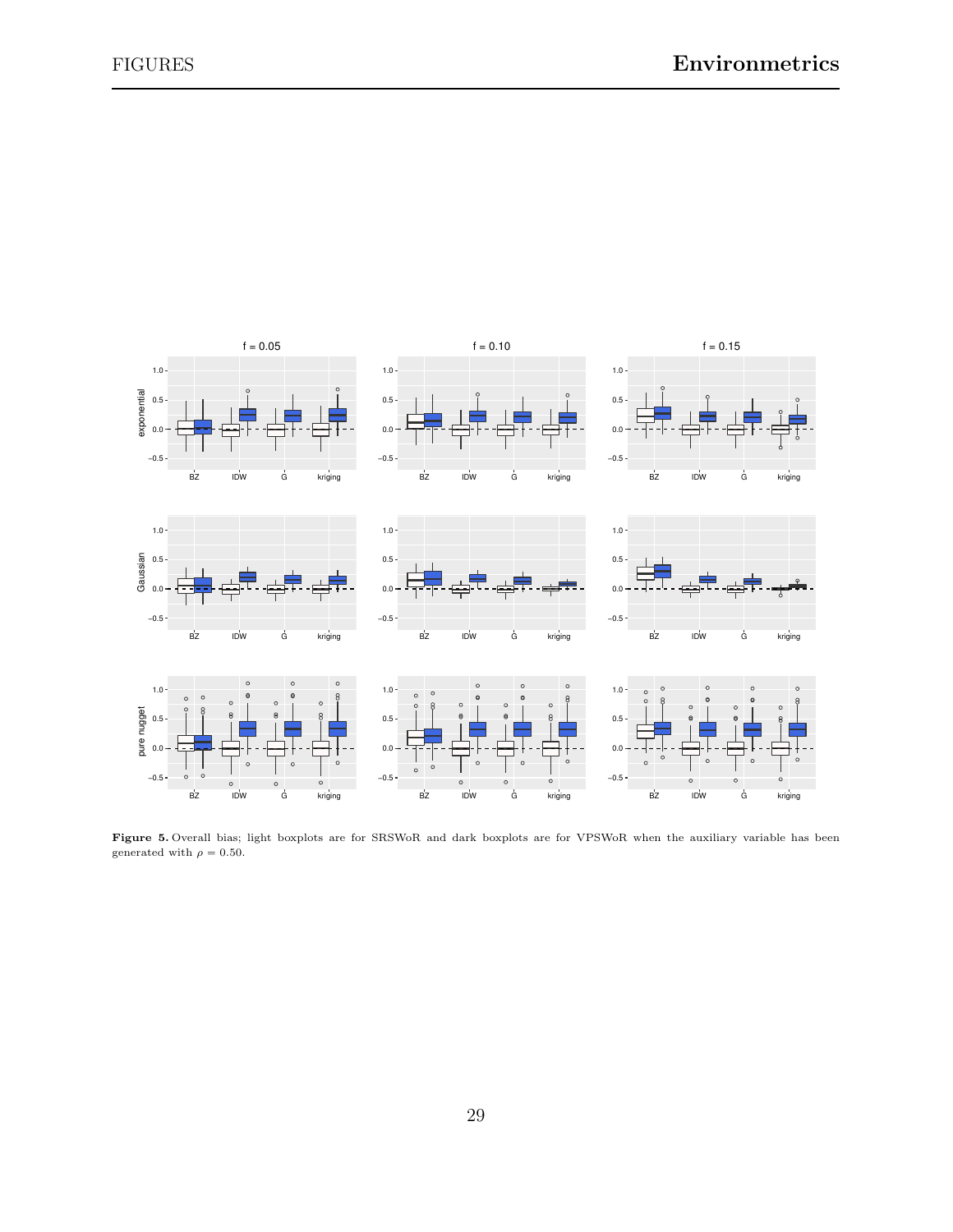**Figure 5.** Overall bias; light boxplots are for SRSWoR and dark boxplots are for VPSWoR when the auxiliary variable has been generated with $\rho = 0.50$.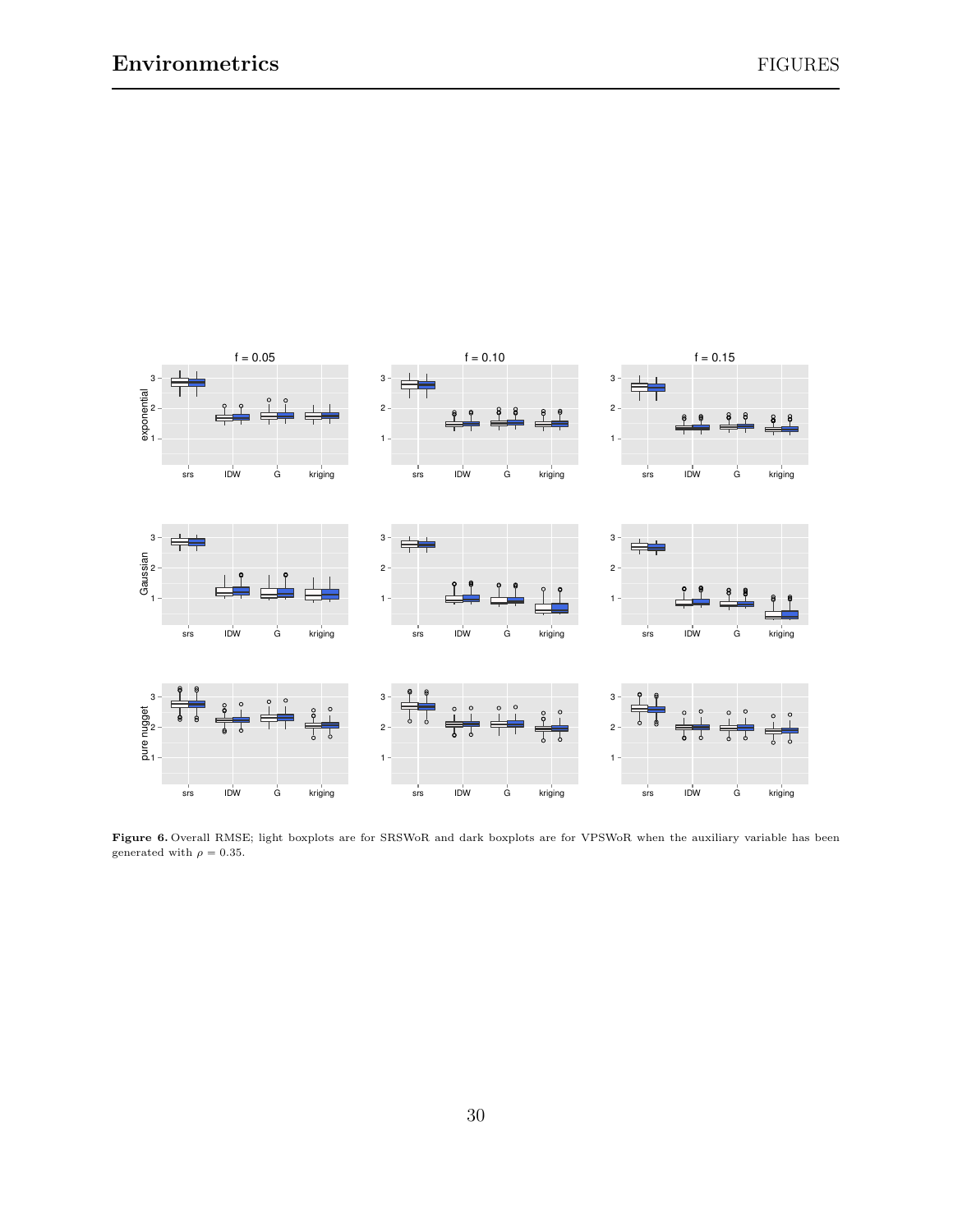**Figure 6.** Overall RMSE; light boxplots are for SRSWoR and dark boxplots are for VPSWoR when the auxiliary variable has been generated with $\rho = 0.35$.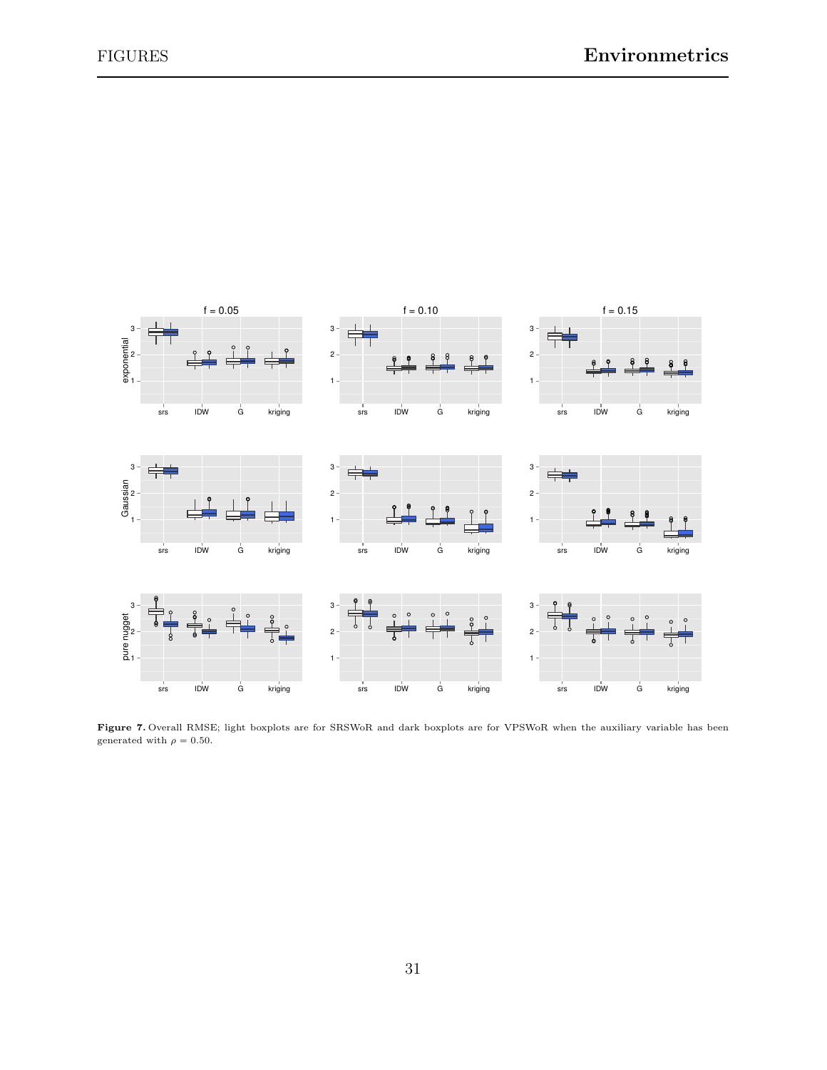f = 0.05

f = 0.10

f = 0.15

exponential

Gaussian

pure nugget

3

2

1

srs IDW G kriging

**Figure 7.** Overall RMSE; light boxplots are for SRSWoR and dark boxplots are for VPSWoR when the auxiliary variable has been generated with $\rho = 0.50$.